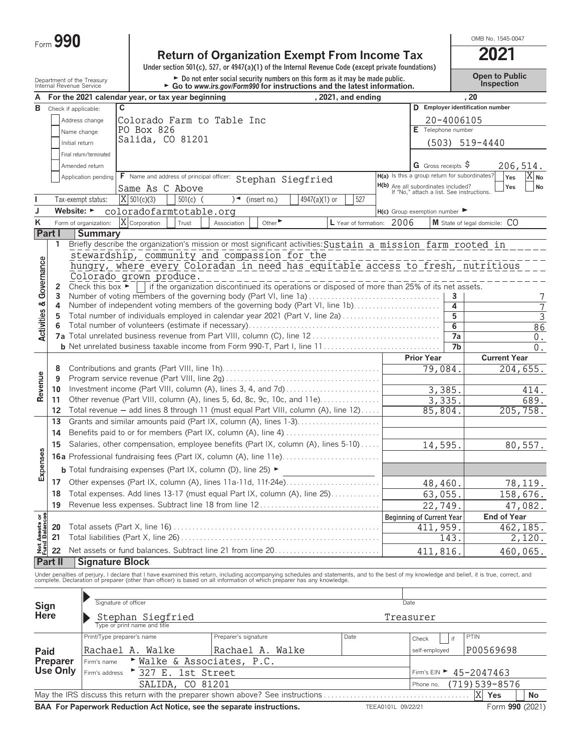Form **990**

# Return of Organization Exempt From Income Tax

**2021**

OMB No. 1545-0047

Under section 501(c), 527, or 4947(a)(1) of the Internal Revenue Code (except private foundations)

► Do not enter social security numbers on this form as it may be made public.
► Go to *www.irs.gov/Form990* for instructions and the latest information.

**Open to Public Inspection**

Department of the Treasury
Internal Revenue Service

**A** For the 2021 calendar year, or tax year beginning , 2021, and ending , 20

**B** Check if applicable:
- Address change
- Name change
- Initial return
- Final return/terminated
- Amended return
- Application pending

**C**
Colorado Farm to Table Inc
PO Box 826
Salida, CO 81201

**D** Employer identification number: 20-4006105

**E** Telephone number: (503) 519-4440

**G** Gross receipts $ 206,514.

**F** Name and address of principal officer: Stephan Siegfried
Same As C Above

**H(a)** Is this a group return for subordinates? Yes [ ] No [X]

**H(b)** Are all subordinates included? Yes [ ] No [ ]
If "No," attach a list. See instructions.

**I** Tax-exempt status: [X] 501(c)(3) [ ] 501(c) ( ) ◄ (insert no.) [ ] 4947(a)(1) or [ ] 527

**J** Website: ► coloradofarmtotable.org

**H(c)** Group exemption number ►

**K** Form of organization: [X] Corporation [ ] Trust [ ] Association [ ] Other ►

**L** Year of formation: 2006

**M** State of legal domicile: CO

## Part I Summary

### Activities & Governance

1 Briefly describe the organization's mission or most significant activities: Sustain a mission farm rooted in stewardship, community and compassion for the hungry, where every Coloradan in need has equitable access to fresh, nutritious Colorado grown produce.

2 Check this box ► [ ] if the organization discontinued its operations or disposed of more than 25% of its net assets.

| | | | |
|---|---|---|---|
| 3 | Number of voting members of the governing body (Part VI, line 1a) | 3 | 7 |
| 4 | Number of independent voting members of the governing body (Part VI, line 1b) | 4 | 7 |
| 5 | Total number of individuals employed in calendar year 2021 (Part V, line 2a) | 5 | 3 |
| 6 | Total number of volunteers (estimate if necessary) | 6 | 86 |
| 7a | Total unrelated business revenue from Part VIII, column (C), line 12 | 7a | 0. |
| b | Net unrelated business taxable income from Form 990-T, Part I, line 11 | 7b | 0. |

### Revenue

| | | Prior Year | Current Year |
|---|---|---|---|
| 8 | Contributions and grants (Part VIII, line 1h) | 79,084. | 204,655. |
| 9 | Program service revenue (Part VIII, line 2g) | | |
| 10 | Investment income (Part VIII, column (A), lines 3, 4, and 7d) | 3,385. | 414. |
| 11 | Other revenue (Part VIII, column (A), lines 5, 6d, 8c, 9c, 10c, and 11e) | 3,335. | 689. |
| 12 | Total revenue — add lines 8 through 11 (must equal Part VIII, column (A), line 12) | 85,804. | 205,758. |

### Expenses

| | | Prior Year | Current Year |
|---|---|---|---|
| 13 | Grants and similar amounts paid (Part IX, column (A), lines 1-3) | | |
| 14 | Benefits paid to or for members (Part IX, column (A), line 4) | | |
| 15 | Salaries, other compensation, employee benefits (Part IX, column (A), lines 5-10) | 14,595. | 80,557. |
| 16a | Professional fundraising fees (Part IX, column (A), line 11e) | | |
| b | Total fundraising expenses (Part IX, column (D), line 25) ► | | |
| 17 | Other expenses (Part IX, column (A), lines 11a-11d, 11f-24e) | 48,460. | 78,119. |
| 18 | Total expenses. Add lines 13-17 (must equal Part IX, column (A), line 25) | 63,055. | 158,676. |
| 19 | Revenue less expenses. Subtract line 18 from line 12 | 22,749. | 47,082. |

### Net Assets or Fund Balances

| | | Beginning of Current Year | End of Year |
|---|---|---|---|
| 20 | Total assets (Part X, line 16) | 411,959. | 462,185. |
| 21 | Total liabilities (Part X, line 26) | 143. | 2,120. |
| 22 | Net assets or fund balances. Subtract line 21 from line 20 | 411,816. | 460,065. |

## Part II Signature Block

Under penalties of perjury, I declare that I have examined this return, including accompanying schedules and statements, and to the best of my knowledge and belief, it is true, correct, and complete. Declaration of preparer (other than officer) is based on all information of which preparer has any knowledge.

**Sign Here**

► Signature of officer — Date

► Stephan Siegfried — Treasurer
Type or print name and title

**Paid Preparer Use Only**

| Print/Type preparer's name | Preparer's signature | Date | Check [ ] if self-employed | PTIN |
|---|---|---|---|---|
| Rachael A. Walke | Rachael A. Walke | | | P00569698 |

Firm's name ► Walke & Associates, P.C.

Firm's address ► 327 E. 1st Street, SALIDA, CO 81201

Firm's EIN ► 45-2047463

Phone no. (719) 539-8576

May the IRS discuss this return with the preparer shown above? See instructions [X] Yes [ ] No

**BAA For Paperwork Reduction Act Notice, see the separate instructions.** TEEA0101L 09/22/21 Form **990** (2021)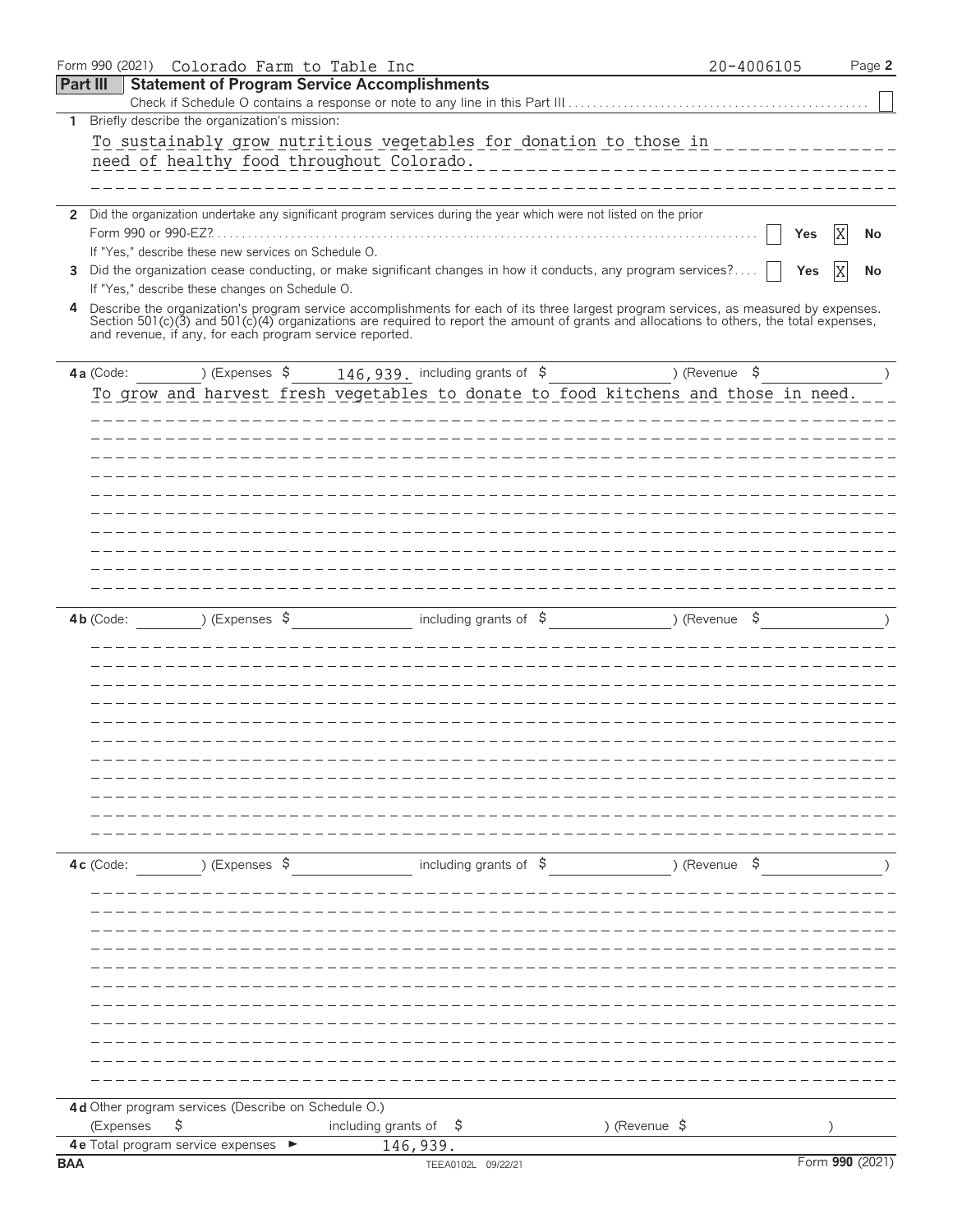Form 990 (2021) Colorado Farm to Table Inc 20-4006105

## Part III Statement of Program Service Accomplishments

Check if Schedule O contains a response or note to any line in this Part III [ ]

**1** Briefly describe the organization's mission:

To sustainably grow nutritious vegetables for donation to those in need of healthy food throughout Colorado.

**2** Did the organization undertake any significant program services during the year which were not listed on the prior Form 990 or 990-EZ? [ ] Yes [X] No

If "Yes," describe these new services on Schedule O.

**3** Did the organization cease conducting, or make significant changes in how it conducts, any program services? [ ] Yes [X] No

If "Yes," describe these changes on Schedule O.

**4** Describe the organization's program service accomplishments for each of its three largest program services, as measured by expenses. Section 501(c)(3) and 501(c)(4) organizations are required to report the amount of grants and allocations to others, the total expenses, and revenue, if any, for each program service reported.

**4a** (Code: ) (Expenses $ 146,939. including grants of $ ) (Revenue $ )

To grow and harvest fresh vegetables to donate to food kitchens and those in need.

**4b** (Code: ) (Expenses $ including grants of $ ) (Revenue $ )

**4c** (Code: ) (Expenses $ including grants of $ ) (Revenue $ )

**4d** Other program services (Describe on Schedule O.)

(Expenses $ including grants of $ ) (Revenue $ )

**4e** Total program service expenses ► 146,939.

BAA TEEA0102L 09/22/21 Form **990** (2021)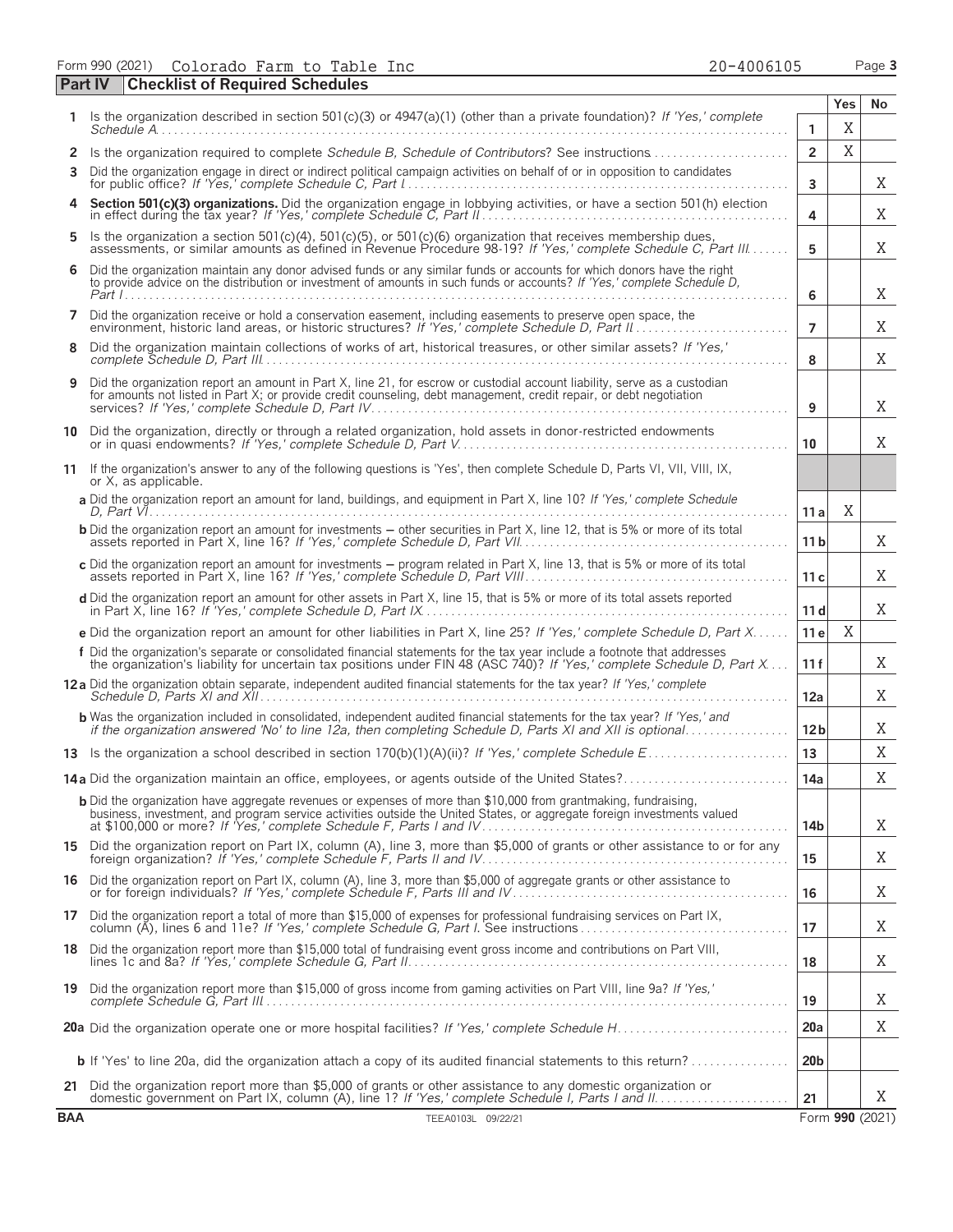Form 990 (2021) Colorado Farm to Table Inc 20-4006105 Page 3

## Part IV Checklist of Required Schedules

| | | | Yes | No |
|---|---|---|---|---|
| 1 | Is the organization described in section 501(c)(3) or 4947(a)(1) (other than a private foundation)? *If 'Yes,' complete Schedule A* | 1 | X | |
| 2 | Is the organization required to complete *Schedule B, Schedule of Contributors*? See instructions | 2 | X | |
| 3 | Did the organization engage in direct or indirect political campaign activities on behalf of or in opposition to candidates for public office? *If 'Yes,' complete Schedule C, Part I* | 3 | | X |
| 4 | **Section 501(c)(3) organizations.** Did the organization engage in lobbying activities, or have a section 501(h) election in effect during the tax year? *If 'Yes,' complete Schedule C, Part II* | 4 | | X |
| 5 | Is the organization a section 501(c)(4), 501(c)(5), or 501(c)(6) organization that receives membership dues, assessments, or similar amounts as defined in Revenue Procedure 98-19? *If 'Yes,' complete Schedule C, Part III* | 5 | | X |
| 6 | Did the organization maintain any donor advised funds or any similar funds or accounts for which donors have the right to provide advice on the distribution or investment of amounts in such funds or accounts? *If 'Yes,' complete Schedule D, Part I* | 6 | | X |
| 7 | Did the organization receive or hold a conservation easement, including easements to preserve open space, the environment, historic land areas, or historic structures? *If 'Yes,' complete Schedule D, Part II* | 7 | | X |
| 8 | Did the organization maintain collections of works of art, historical treasures, or other similar assets? *If 'Yes,' complete Schedule D, Part III* | 8 | | X |
| 9 | Did the organization report an amount in Part X, line 21, for escrow or custodial account liability, serve as a custodian for amounts not listed in Part X; or provide credit counseling, debt management, credit repair, or debt negotiation services? *If 'Yes,' complete Schedule D, Part IV* | 9 | | X |
| 10 | Did the organization, directly or through a related organization, hold assets in donor-restricted endowments or in quasi endowments? *If 'Yes,' complete Schedule D, Part V* | 10 | | X |
| 11 | If the organization's answer to any of the following questions is 'Yes', then complete Schedule D, Parts VI, VII, VIII, IX, or X, as applicable. | | | |
| | **a** Did the organization report an amount for land, buildings, and equipment in Part X, line 10? *If 'Yes,' complete Schedule D, Part VI* | 11a | X | |
| | **b** Did the organization report an amount for investments – other securities in Part X, line 12, that is 5% or more of its total assets reported in Part X, line 16? *If 'Yes,' complete Schedule D, Part VII* | 11b | | X |
| | **c** Did the organization report an amount for investments – program related in Part X, line 13, that is 5% or more of its total assets reported in Part X, line 16? *If 'Yes,' complete Schedule D, Part VIII* | 11c | | X |
| | **d** Did the organization report an amount for other assets in Part X, line 15, that is 5% or more of its total assets reported in Part X, line 16? *If 'Yes,' complete Schedule D, Part IX* | 11d | | X |
| | **e** Did the organization report an amount for other liabilities in Part X, line 25? *If 'Yes,' complete Schedule D, Part X* | 11e | X | |
| | **f** Did the organization's separate or consolidated financial statements for the tax year include a footnote that addresses the organization's liability for uncertain tax positions under FIN 48 (ASC 740)? *If 'Yes,' complete Schedule D, Part X* | 11f | | X |
| 12a | Did the organization obtain separate, independent audited financial statements for the tax year? *If 'Yes,' complete Schedule D, Parts XI and XII* | 12a | | X |
| | **b** Was the organization included in consolidated, independent audited financial statements for the tax year? *If 'Yes,' and if the organization answered 'No' to line 12a, then completing Schedule D, Parts XI and XII is optional* | 12b | | X |
| 13 | Is the organization a school described in section 170(b)(1)(A)(ii)? *If 'Yes,' complete Schedule E* | 13 | | X |
| 14a | Did the organization maintain an office, employees, or agents outside of the United States? | 14a | | X |
| | **b** Did the organization have aggregate revenues or expenses of more than $10,000 from grantmaking, fundraising, business, investment, and program service activities outside the United States, or aggregate foreign investments valued at $100,000 or more? *If 'Yes,' complete Schedule F, Parts I and IV* | 14b | | X |
| 15 | Did the organization report on Part IX, column (A), line 3, more than $5,000 of grants or other assistance to or for any foreign organization? *If 'Yes,' complete Schedule F, Parts II and IV* | 15 | | X |
| 16 | Did the organization report on Part IX, column (A), line 3, more than $5,000 of aggregate grants or other assistance to or for foreign individuals? *If 'Yes,' complete Schedule F, Parts III and IV* | 16 | | X |
| 17 | Did the organization report a total of more than $15,000 of expenses for professional fundraising services on Part IX, column (A), lines 6 and 11e? *If 'Yes,' complete Schedule G, Part I.* See instructions | 17 | | X |
| 18 | Did the organization report more than $15,000 total of fundraising event gross income and contributions on Part VIII, lines 1c and 8a? *If 'Yes,' complete Schedule G, Part II* | 18 | | X |
| 19 | Did the organization report more than $15,000 of gross income from gaming activities on Part VIII, line 9a? *If 'Yes,' complete Schedule G, Part III* | 19 | | X |
| 20a | Did the organization operate one or more hospital facilities? *If 'Yes,' complete Schedule H* | 20a | | X |
| | **b** If 'Yes' to line 20a, did the organization attach a copy of its audited financial statements to this return? | 20b | | |
| 21 | Did the organization report more than $5,000 of grants or other assistance to any domestic organization or domestic government on Part IX, column (A), line 1? *If 'Yes,' complete Schedule I, Parts I and II* | 21 | | X |

BAA TEEA0103L 09/22/21 Form 990 (2021)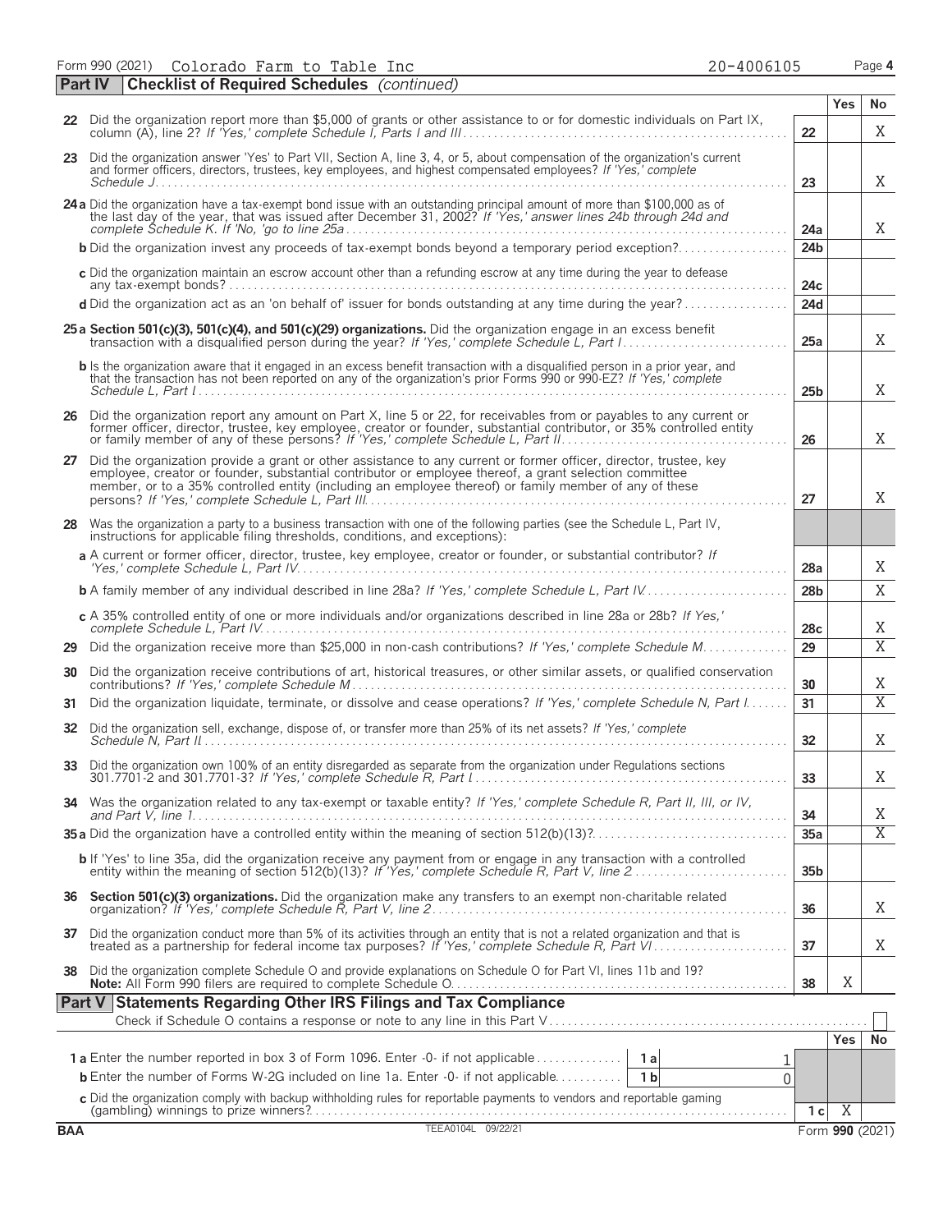Form 990 (2021) Colorado Farm to Table Inc 20-4006105 Page 4

**Part IV Checklist of Required Schedules** *(continued)*

| | | | Yes | No |
|---|---|---|---|---|
| 22 | Did the organization report more than $5,000 of grants or other assistance to or for domestic individuals on Part IX, column (A), line 2? *If 'Yes,' complete Schedule I, Parts I and III* | 22 | | X |
| 23 | Did the organization answer 'Yes' to Part VII, Section A, line 3, 4, or 5, about compensation of the organization's current and former officers, directors, trustees, key employees, and highest compensated employees? *If 'Yes,' complete Schedule J* | 23 | | X |
| 24a | Did the organization have a tax-exempt bond issue with an outstanding principal amount of more than $100,000 as of the last day of the year, that was issued after December 31, 2002? *If 'Yes,' answer lines 24b through 24d and complete Schedule K. If 'No,' go to line 25a* | 24a | | X |
| b | Did the organization invest any proceeds of tax-exempt bonds beyond a temporary period exception? | 24b | | |
| c | Did the organization maintain an escrow account other than a refunding escrow at any time during the year to defease any tax-exempt bonds? | 24c | | |
| d | Did the organization act as an 'on behalf of' issuer for bonds outstanding at any time during the year? | 24d | | |
| 25a | **Section 501(c)(3), 501(c)(4), and 501(c)(29) organizations.** Did the organization engage in an excess benefit transaction with a disqualified person during the year? *If 'Yes,' complete Schedule L, Part I* | 25a | | X |
| b | Is the organization aware that it engaged in an excess benefit transaction with a disqualified person in a prior year, and that the transaction has not been reported on any of the organization's prior Forms 990 or 990-EZ? *If 'Yes,' complete Schedule L, Part I* | 25b | | X |
| 26 | Did the organization report any amount on Part X, line 5 or 22, for receivables from or payables to any current or former officer, director, trustee, key employee, creator or founder, substantial contributor, or 35% controlled entity or family member of any of these persons? *If 'Yes,' complete Schedule L, Part II* | 26 | | X |
| 27 | Did the organization provide a grant or other assistance to any current or former officer, director, trustee, key employee, creator or founder, substantial contributor or employee thereof, a grant selection committee member, or to a 35% controlled entity (including an employee thereof) or family member of any of these persons? *If 'Yes,' complete Schedule L, Part III* | 27 | | X |
| 28 | Was the organization a party to a business transaction with one of the following parties (see the Schedule L, Part IV, instructions for applicable filing thresholds, conditions, and exceptions): | | | |
| a | A current or former officer, director, trustee, key employee, creator or founder, or substantial contributor? *If 'Yes,' complete Schedule L, Part IV* | 28a | | X |
| b | A family member of any individual described in line 28a? *If 'Yes,' complete Schedule L, Part IV* | 28b | | X |
| c | A 35% controlled entity of one or more individuals and/or organizations described in line 28a or 28b? *If 'Yes,' complete Schedule L, Part IV* | 28c | | X |
| 29 | Did the organization receive more than $25,000 in non-cash contributions? *If 'Yes,' complete Schedule M* | 29 | | X |
| 30 | Did the organization receive contributions of art, historical treasures, or other similar assets, or qualified conservation contributions? *If 'Yes,' complete Schedule M* | 30 | | X |
| 31 | Did the organization liquidate, terminate, or dissolve and cease operations? *If 'Yes,' complete Schedule N, Part I* | 31 | | X |
| 32 | Did the organization sell, exchange, dispose of, or transfer more than 25% of its net assets? *If 'Yes,' complete Schedule N, Part II* | 32 | | X |
| 33 | Did the organization own 100% of an entity disregarded as separate from the organization under Regulations sections 301.7701-2 and 301.7701-3? *If 'Yes,' complete Schedule R, Part I* | 33 | | X |
| 34 | Was the organization related to any tax-exempt or taxable entity? *If 'Yes,' complete Schedule R, Part II, III, or IV, and Part V, line 1* | 34 | | X |
| 35a | Did the organization have a controlled entity within the meaning of section 512(b)(13)? | 35a | | X |
| b | If 'Yes' to line 35a, did the organization receive any payment from or engage in any transaction with a controlled entity within the meaning of section 512(b)(13)? *If 'Yes,' complete Schedule R, Part V, line 2* | 35b | | |
| 36 | **Section 501(c)(3) organizations.** Did the organization make any transfers to an exempt non-charitable related organization? *If 'Yes,' complete Schedule R, Part V, line 2* | 36 | | X |
| 37 | Did the organization conduct more than 5% of its activities through an entity that is not a related organization and that is treated as a partnership for federal income tax purposes? *If 'Yes,' complete Schedule R, Part VI* | 37 | | X |
| 38 | Did the organization complete Schedule O and provide explanations on Schedule O for Part VI, lines 11b and 19? **Note:** All Form 990 filers are required to complete Schedule O. | 38 | X | |

**Part V Statements Regarding Other IRS Filings and Tax Compliance**

Check if Schedule O contains a response or note to any line in this Part V ☐

| | | | | | Yes | No |
|---|---|---|---|---|---|---|
| 1a | Enter the number reported in box 3 of Form 1096. Enter -0- if not applicable | 1a | 1 | | | |
| b | Enter the number of Forms W-2G included on line 1a. Enter -0- if not applicable | 1b | 0 | | | |
| c | Did the organization comply with backup withholding rules for reportable payments to vendors and reportable gaming (gambling) winnings to prize winners? | | | 1c | X | |

BAA TEEA0104L 09/22/21 Form **990** (2021)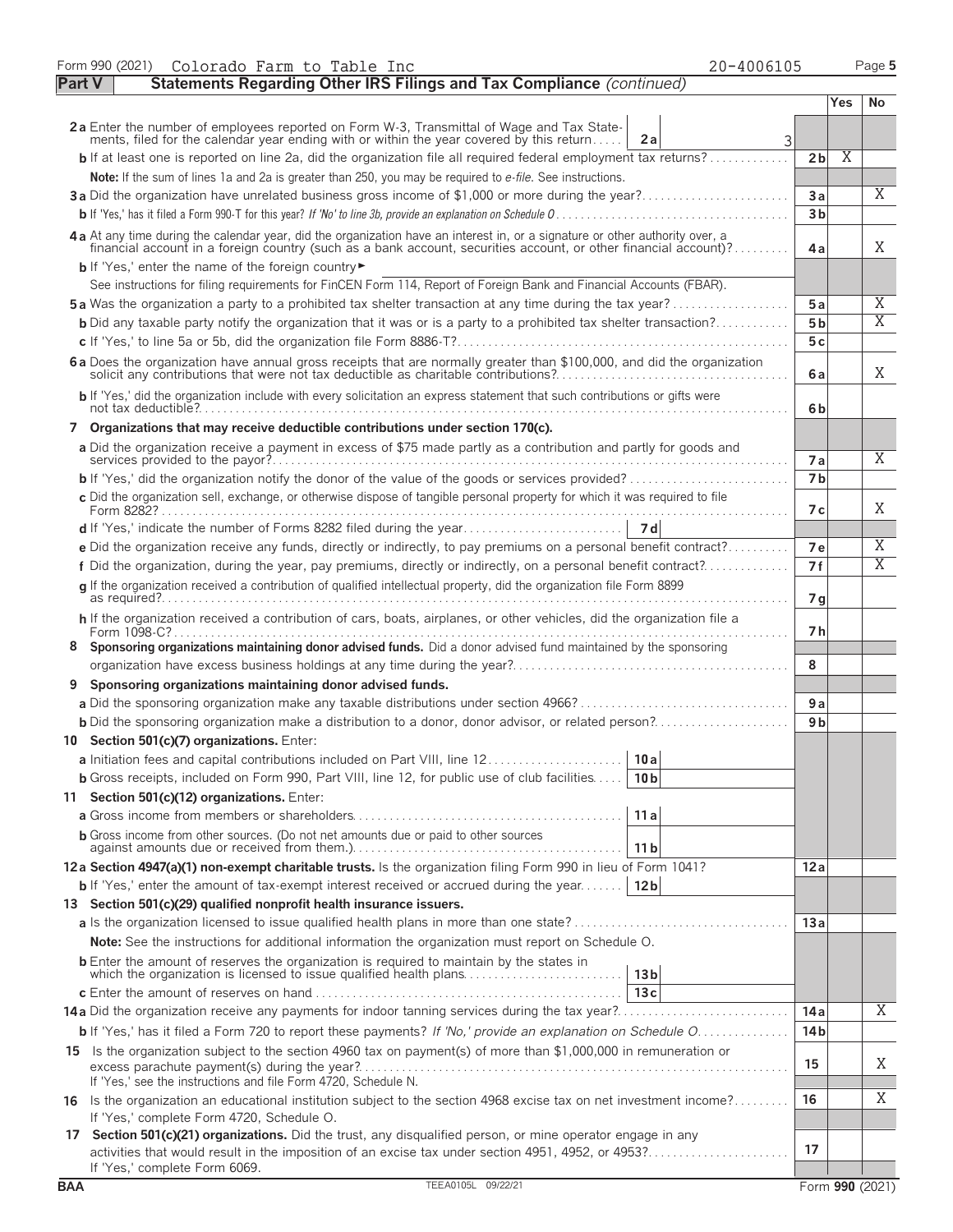Form 990 (2021) Colorado Farm to Table Inc 20-4006105

## Part V Statements Regarding Other IRS Filings and Tax Compliance *(continued)*

| | | | Yes | No |
|---|---|---|---|---|
| **2a** Enter the number of employees reported on Form W-3, Transmittal of Wage and Tax Statements, filed for the calendar year ending with or within the year covered by this return | 2a 3 | | | |
| **b** If at least one is reported on line 2a, did the organization file all required federal employment tax returns? | | 2b | X | |
| **Note:** If the sum of lines 1a and 2a is greater than 250, you may be required to *e-file*. See instructions. | | | | |
| **3a** Did the organization have unrelated business gross income of $1,000 or more during the year? | | 3a | | X |
| **b** If 'Yes,' has it filed a Form 990-T for this year? *If 'No' to line 3b, provide an explanation on Schedule O* | | 3b | | |
| **4a** At any time during the calendar year, did the organization have an interest in, or a signature or other authority over, a financial account in a foreign country (such as a bank account, securities account, or other financial account)? | | 4a | | X |
| **b** If 'Yes,' enter the name of the foreign country ► | | | | |
| See instructions for filing requirements for FinCEN Form 114, Report of Foreign Bank and Financial Accounts (FBAR). | | | | |
| **5a** Was the organization a party to a prohibited tax shelter transaction at any time during the tax year? | | 5a | | X |
| **b** Did any taxable party notify the organization that it was or is a party to a prohibited tax shelter transaction? | | 5b | | X |
| **c** If 'Yes,' to line 5a or 5b, did the organization file Form 8886-T? | | 5c | | |
| **6a** Does the organization have annual gross receipts that are normally greater than $100,000, and did the organization solicit any contributions that were not tax deductible as charitable contributions? | | 6a | | X |
| **b** If 'Yes,' did the organization include with every solicitation an express statement that such contributions or gifts were not tax deductible? | | 6b | | |
| **7 Organizations that may receive deductible contributions under section 170(c).** | | | | |
| **a** Did the organization receive a payment in excess of $75 made partly as a contribution and partly for goods and services provided to the payor? | | 7a | | X |
| **b** If 'Yes,' did the organization notify the donor of the value of the goods or services provided? | | 7b | | |
| **c** Did the organization sell, exchange, or otherwise dispose of tangible personal property for which it was required to file Form 8282? | | 7c | | X |
| **d** If 'Yes,' indicate the number of Forms 8282 filed during the year | 7d | | | |
| **e** Did the organization receive any funds, directly or indirectly, to pay premiums on a personal benefit contract? | | 7e | | X |
| **f** Did the organization, during the year, pay premiums, directly or indirectly, on a personal benefit contract? | | 7f | | X |
| **g** If the organization received a contribution of qualified intellectual property, did the organization file Form 8899 as required? | | 7g | | |
| **h** If the organization received a contribution of cars, boats, airplanes, or other vehicles, did the organization file a Form 1098-C? | | 7h | | |
| **8 Sponsoring organizations maintaining donor advised funds.** Did a donor advised fund maintained by the sponsoring organization have excess business holdings at any time during the year? | | 8 | | |
| **9 Sponsoring organizations maintaining donor advised funds.** | | | | |
| **a** Did the sponsoring organization make any taxable distributions under section 4966? | | 9a | | |
| **b** Did the sponsoring organization make a distribution to a donor, donor advisor, or related person? | | 9b | | |
| **10 Section 501(c)(7) organizations.** Enter: | | | | |
| **a** Initiation fees and capital contributions included on Part VIII, line 12 | 10a | | | |
| **b** Gross receipts, included on Form 990, Part VIII, line 12, for public use of club facilities | 10b | | | |
| **11 Section 501(c)(12) organizations.** Enter: | | | | |
| **a** Gross income from members or shareholders | 11a | | | |
| **b** Gross income from other sources. (Do not net amounts due or paid to other sources against amounts due or received from them.) | 11b | | | |
| **12a Section 4947(a)(1) non-exempt charitable trusts.** Is the organization filing Form 990 in lieu of Form 1041? | | 12a | | |
| **b** If 'Yes,' enter the amount of tax-exempt interest received or accrued during the year | 12b | | | |
| **13 Section 501(c)(29) qualified nonprofit health insurance issuers.** | | | | |
| **a** Is the organization licensed to issue qualified health plans in more than one state? | | 13a | | |
| **Note:** See the instructions for additional information the organization must report on Schedule O. | | | | |
| **b** Enter the amount of reserves the organization is required to maintain by the states in which the organization is licensed to issue qualified health plans | 13b | | | |
| **c** Enter the amount of reserves on hand | 13c | | | |
| **14a** Did the organization receive any payments for indoor tanning services during the tax year? | | 14a | | X |
| **b** If 'Yes,' has it filed a Form 720 to report these payments? *If 'No,' provide an explanation on Schedule O* | | 14b | | |
| **15** Is the organization subject to the section 4960 tax on payment(s) of more than $1,000,000 in remuneration or excess parachute payment(s) during the year? If 'Yes,' see the instructions and file Form 4720, Schedule N. | | 15 | | X |
| **16** Is the organization an educational institution subject to the section 4968 excise tax on net investment income? If 'Yes,' complete Form 4720, Schedule O. | | 16 | | X |
| **17 Section 501(c)(21) organizations.** Did the trust, any disqualified person, or mine operator engage in any activities that would result in the imposition of an excise tax under section 4951, 4952, or 4953? If 'Yes,' complete Form 6069. | | 17 | | |

BAA TEEA0105L 09/22/21 Form **990** (2021)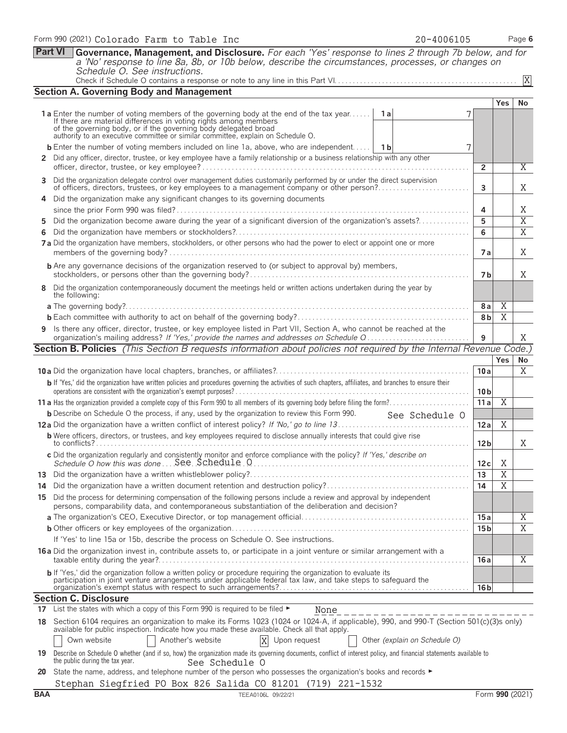Form 990 (2021) Colorado Farm to Table Inc 20-4006105 Page 6

**Part VI** **Governance, Management, and Disclosure.** *For each 'Yes' response to lines 2 through 7b below, and for a 'No' response to line 8a, 8b, or 10b below, describe the circumstances, processes, or changes on Schedule O. See instructions.*

Check if Schedule O contains a response or note to any line in this Part VI. . . . . X

## Section A. Governing Body and Management

| | | | Yes | No |
|---|---|---|---|---|
| **1a** Enter the number of voting members of the governing body at the end of the tax year. If there are material differences in voting rights among members of the governing body, or if the governing body delegated broad authority to an executive committee or similar committee, explain on Schedule O. | 1a: 7 | | | |
| **b** Enter the number of voting members included on line 1a, above, who are independent. | 1b: 7 | | | |
| **2** Did any officer, director, trustee, or key employee have a family relationship or a business relationship with any other officer, director, trustee, or key employee? | | 2 | | X |
| **3** Did the organization delegate control over management duties customarily performed by or under the direct supervision of officers, directors, trustees, or key employees to a management company or other person? | | 3 | | X |
| **4** Did the organization make any significant changes to its governing documents since the prior Form 990 was filed? | | 4 | | X |
| **5** Did the organization become aware during the year of a significant diversion of the organization's assets? | | 5 | | X |
| **6** Did the organization have members or stockholders? | | 6 | | X |
| **7a** Did the organization have members, stockholders, or other persons who had the power to elect or appoint one or more members of the governing body? | | 7a | | X |
| **b** Are any governance decisions of the organization reserved to (or subject to approval by) members, stockholders, or persons other than the governing body? | | 7b | | X |
| **8** Did the organization contemporaneously document the meetings held or written actions undertaken during the year by the following: | | | | |
| **a** The governing body? | | 8a | X | |
| **b** Each committee with authority to act on behalf of the governing body? | | 8b | X | |
| **9** Is there any officer, director, trustee, or key employee listed in Part VII, Section A, who cannot be reached at the organization's mailing address? *If 'Yes,' provide the names and addresses on Schedule O* | | 9 | | X |

## Section B. Policies *(This Section B requests information about policies not required by the Internal Revenue Code.)*

| | | Yes | No |
|---|---|---|---|
| **10a** Did the organization have local chapters, branches, or affiliates? | 10a | | X |
| **b** If 'Yes,' did the organization have written policies and procedures governing the activities of such chapters, affiliates, and branches to ensure their operations are consistent with the organization's exempt purposes? | 10b | | |
| **11a** Has the organization provided a complete copy of this Form 990 to all members of its governing body before filing the form? | 11a | X | |
| **b** Describe on Schedule O the process, if any, used by the organization to review this Form 990. See Schedule O | | | |
| **12a** Did the organization have a written conflict of interest policy? *If 'No,' go to line 13* | 12a | X | |
| **b** Were officers, directors, or trustees, and key employees required to disclose annually interests that could give rise to conflicts? | 12b | | X |
| **c** Did the organization regularly and consistently monitor and enforce compliance with the policy? *If 'Yes,' describe on Schedule O how this was done* See Schedule O | 12c | X | |
| **13** Did the organization have a written whistleblower policy? | 13 | X | |
| **14** Did the organization have a written document retention and destruction policy? | 14 | X | |
| **15** Did the process for determining compensation of the following persons include a review and approval by independent persons, comparability data, and contemporaneous substantiation of the deliberation and decision? | | | |
| **a** The organization's CEO, Executive Director, or top management official | 15a | | X |
| **b** Other officers or key employees of the organization | 15b | | X |
| If 'Yes' to line 15a or 15b, describe the process on Schedule O. See instructions. | | | |
| **16a** Did the organization invest in, contribute assets to, or participate in a joint venture or similar arrangement with a taxable entity during the year? | 16a | | X |
| **b** If 'Yes,' did the organization follow a written policy or procedure requiring the organization to evaluate its participation in joint venture arrangements under applicable federal tax law, and take steps to safeguard the organization's exempt status with respect to such arrangements? | 16b | | |

## Section C. Disclosure

**17** List the states with which a copy of this Form 990 is required to be filed ► None

**18** Section 6104 requires an organization to make its Forms 1023 (1024 or 1024-A, if applicable), 990, and 990-T (Section 501(c)(3)s only) available for public inspection. Indicate how you made these available. Check all that apply.

☐ Own website ☐ Another's website ☒ Upon request ☐ Other *(explain on Schedule O)*

**19** Describe on Schedule O whether (and if so, how) the organization made its governing documents, conflict of interest policy, and financial statements available to the public during the tax year. See Schedule O

**20** State the name, address, and telephone number of the person who possesses the organization's books and records ►

Stephan Siegfried PO Box 826 Salida CO 81201 (719) 221-1532

BAA TEEA0106L 09/22/21 Form **990** (2021)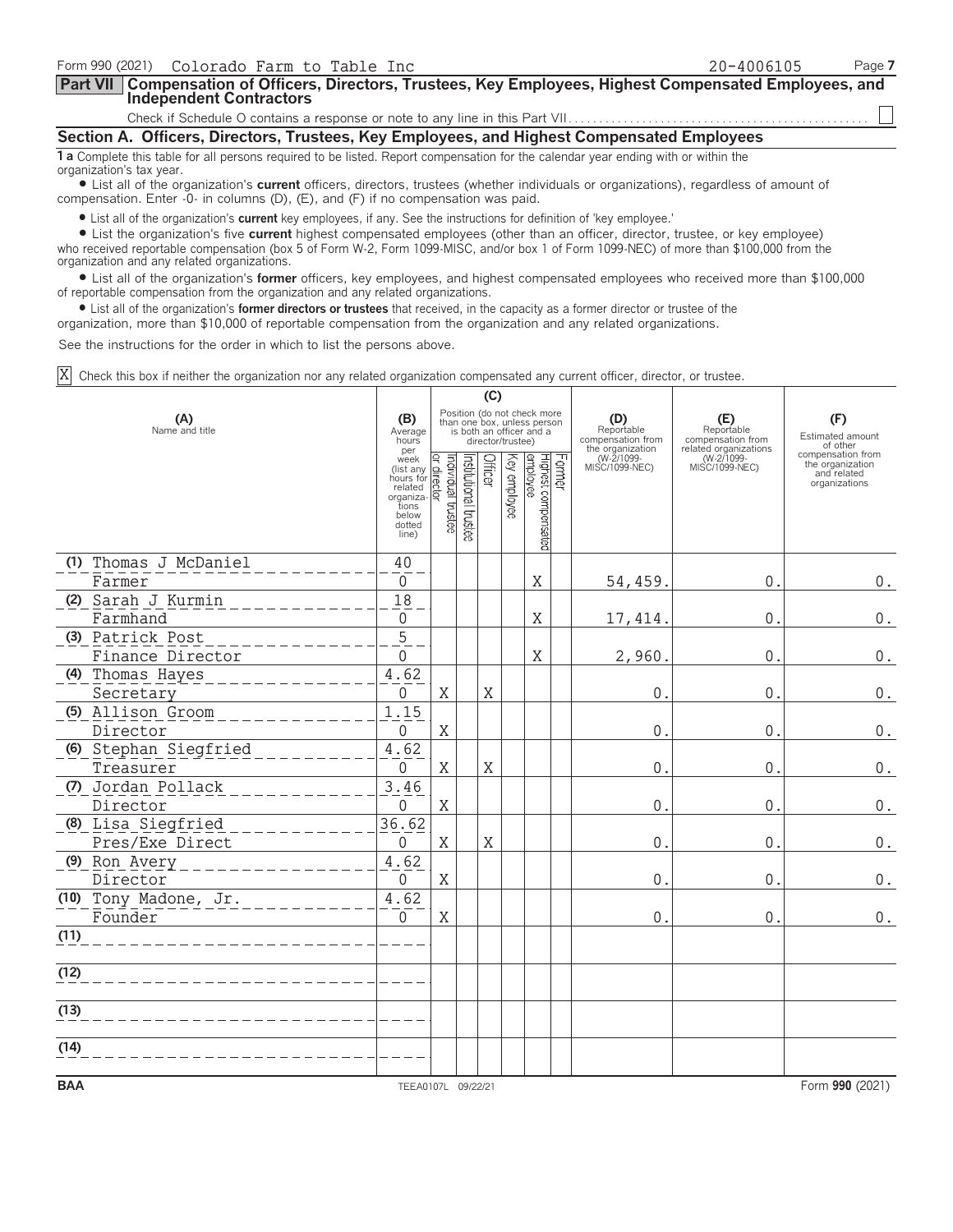Form 990 (2021) Colorado Farm to Table Inc 20-4006105

## Part VII Compensation of Officers, Directors, Trustees, Key Employees, Highest Compensated Employees, and Independent Contractors

Check if Schedule O contains a response or note to any line in this Part VII. . . . . . . . . . . . . . . . . . . . . . . . . . . . . . . . . . . . . . . . . . . . . . . . ☐

### Section A. Officers, Directors, Trustees, Key Employees, and Highest Compensated Employees

**1 a** Complete this table for all persons required to be listed. Report compensation for the calendar year ending with or within the organization's tax year.

- List all of the organization's **current** officers, directors, trustees (whether individuals or organizations), regardless of amount of compensation. Enter -0- in columns (D), (E), and (F) if no compensation was paid.
- List all of the organization's **current** key employees, if any. See the instructions for definition of 'key employee.'
- List the organization's five **current** highest compensated employees (other than an officer, director, trustee, or key employee) who received reportable compensation (box 5 of Form W-2, Form 1099-MISC, and/or box 1 of Form 1099-NEC) of more than $100,000 from the organization and any related organizations.
- List all of the organization's **former** officers, key employees, and highest compensated employees who received more than $100,000 of reportable compensation from the organization and any related organizations.
- List all of the organization's **former directors or trustees** that received, in the capacity as a former director or trustee of the organization, more than $10,000 of reportable compensation from the organization and any related organizations.

See the instructions for the order in which to list the persons above.

X Check this box if neither the organization nor any related organization compensated any current officer, director, or trustee.

| (A) Name and title | (B) Average hours per week (list any hours for related organizations below dotted line) | (C) Position: Individual trustee or director | Institutional trustee | Officer | Key employee | Highest compensated employee | Former | (D) Reportable compensation from the organization (W-2/1099-MISC/1099-NEC) | (E) Reportable compensation from related organizations (W-2/1099-MISC/1099-NEC) | (F) Estimated amount of other compensation from the organization and related organizations |
|---|---|---|---|---|---|---|---|---|---|---|
| (1) Thomas J McDaniel<br>Farmer | 40<br>0 | | | | | X | | 54,459. | 0. | 0. |
| (2) Sarah J Kurmin<br>Farmhand | 18<br>0 | | | | | X | | 17,414. | 0. | 0. |
| (3) Patrick Post<br>Finance Director | 5<br>0 | | | | | X | | 2,960. | 0. | 0. |
| (4) Thomas Hayes<br>Secretary | 4.62<br>0 | X | | X | | | | 0. | 0. | 0. |
| (5) Allison Groom<br>Director | 1.15<br>0 | X | | | | | | 0. | 0. | 0. |
| (6) Stephan Siegfried<br>Treasurer | 4.62<br>0 | X | | X | | | | 0. | 0. | 0. |
| (7) Jordan Pollack<br>Director | 3.46<br>0 | X | | | | | | 0. | 0. | 0. |
| (8) Lisa Siegfried<br>Pres/Exe Direct | 36.62<br>0 | X | | X | | | | 0. | 0. | 0. |
| (9) Ron Avery<br>Director | 4.62<br>0 | X | | | | | | 0. | 0. | 0. |
| (10) Tony Madone, Jr.<br>Founder | 4.62<br>0 | X | | | | | | 0. | 0. | 0. |
| (11) | | | | | | | | | | |
| (12) | | | | | | | | | | |
| (13) | | | | | | | | | | |
| (14) | | | | | | | | | | |

BAA TEEA0107L 09/22/21 Form **990** (2021)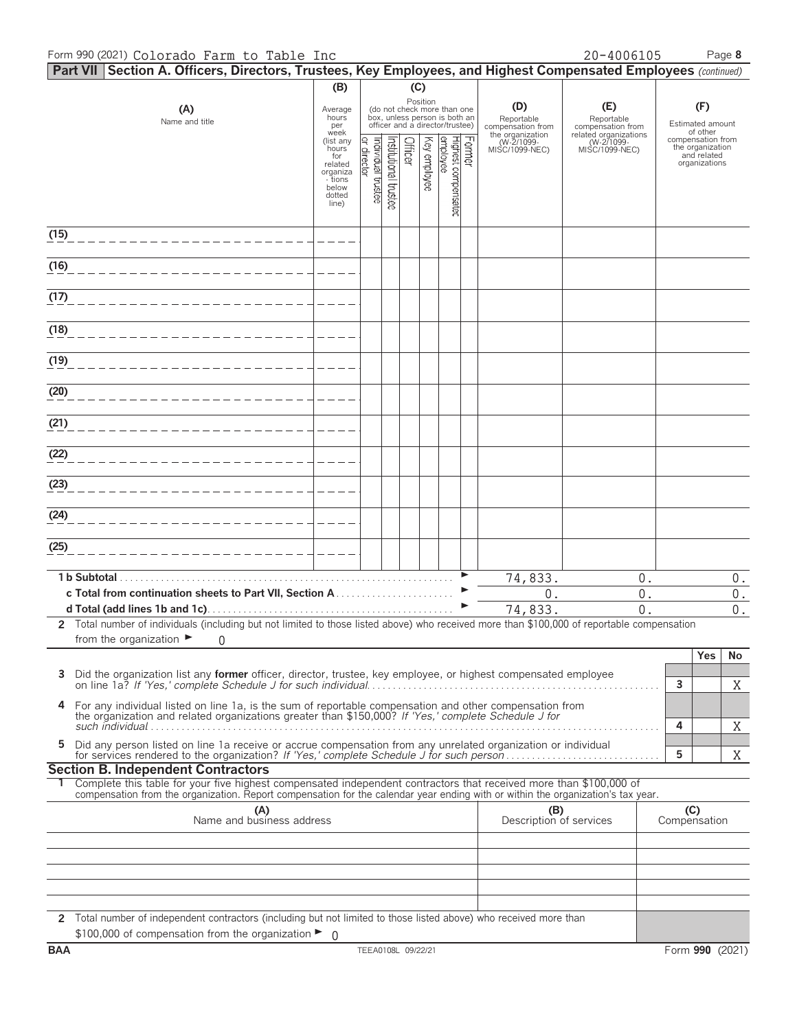Form 990 (2021) Colorado Farm to Table Inc 20-4006105 Page **8**

## Part VII Section A. Officers, Directors, Trustees, Key Employees, and Highest Compensated Employees *(continued)*

| (A) Name and title | (B) Average hours per week (list any hours for related organizations below dotted line) | (C) Position: Individual trustee or director | Institutional trustee | Officer | Key employee | Highest compensated employee | Former | (D) Reportable compensation from the organization (W-2/1099-MISC/1099-NEC) | (E) Reportable compensation from related organizations (W-2/1099-MISC/1099-NEC) | (F) Estimated amount of other compensation from the organization and related organizations |
|---|---|---|---|---|---|---|---|---|---|---|
| (15) | | | | | | | | | | |
| (16) | | | | | | | | | | |
| (17) | | | | | | | | | | |
| (18) | | | | | | | | | | |
| (19) | | | | | | | | | | |
| (20) | | | | | | | | | | |
| (21) | | | | | | | | | | |
| (22) | | | | | | | | | | |
| (23) | | | | | | | | | | |
| (24) | | | | | | | | | | |
| (25) | | | | | | | | | | |
| **1 b Subtotal** | | | | | | | | 74,833. | 0. | 0. |
| **c Total from continuation sheets to Part VII, Section A** | | | | | | | | 0. | 0. | 0. |
| **d Total (add lines 1b and 1c)** | | | | | | | | 74,833. | 0. | 0. |

**2** Total number of individuals (including but not limited to those listed above) who received more than $100,000 of reportable compensation from the organization ► 0

| | | Yes | No |
|---|---|---|---|
| **3** Did the organization list any **former** officer, director, trustee, key employee, or highest compensated employee on line 1a? *If 'Yes,' complete Schedule J for such individual* | 3 | | X |
| **4** For any individual listed on line 1a, is the sum of reportable compensation and other compensation from the organization and related organizations greater than $150,000? *If 'Yes,' complete Schedule J for such individual* | 4 | | X |
| **5** Did any person listed on line 1a receive or accrue compensation from any unrelated organization or individual for services rendered to the organization? *If 'Yes,' complete Schedule J for such person* | 5 | | X |

### Section B. Independent Contractors

**1** Complete this table for your five highest compensated independent contractors that received more than $100,000 of compensation from the organization. Report compensation for the calendar year ending with or within the organization's tax year.

| (A) Name and business address | (B) Description of services | (C) Compensation |
|---|---|---|
| | | |
| | | |
| | | |
| | | |
| | | |

**2** Total number of independent contractors (including but not limited to those listed above) who received more than $100,000 of compensation from the organization ► 0

BAA TEEA0108L 09/22/21 Form **990** (2021)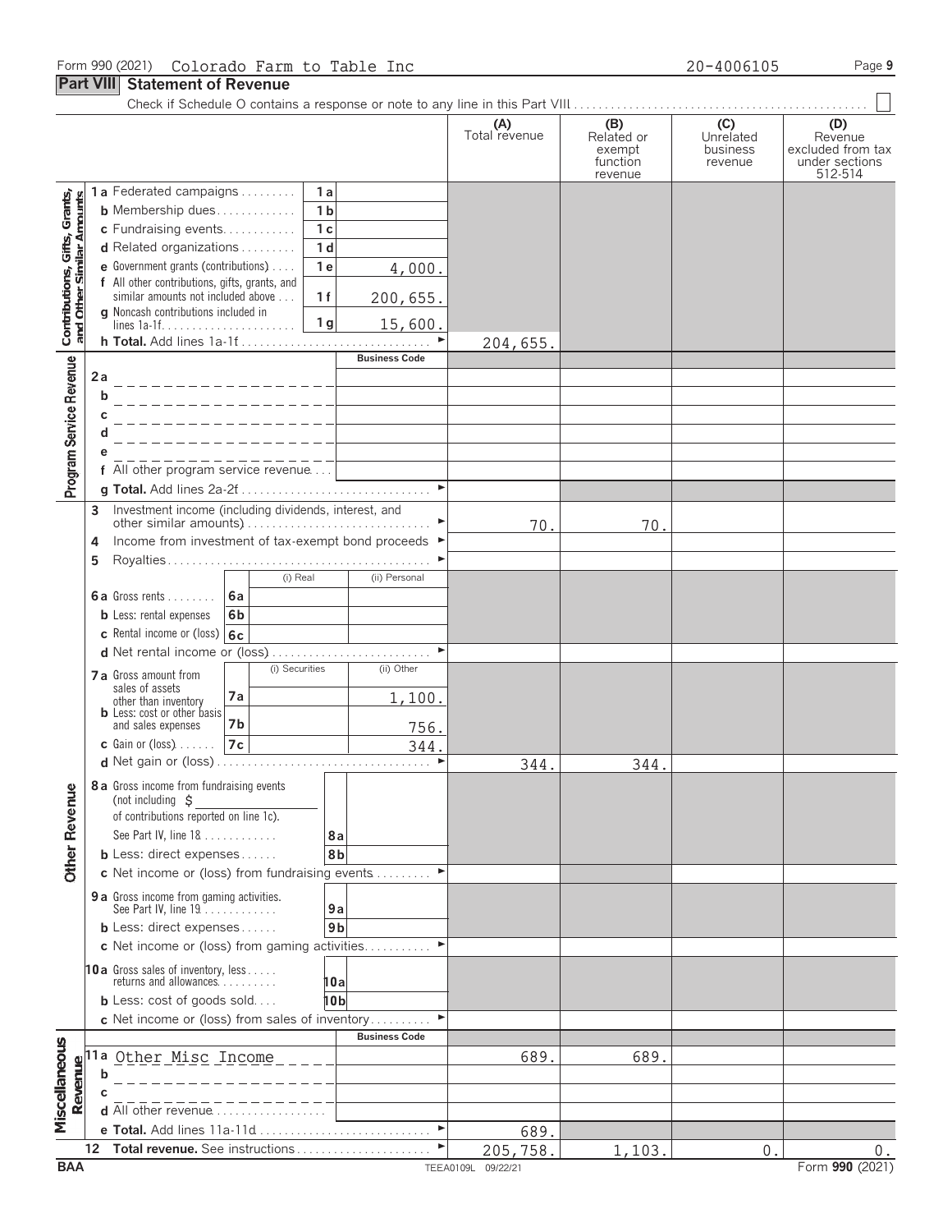Form 990 (2021) Colorado Farm to Table Inc 20-4006105

## Part VIII Statement of Revenue

Check if Schedule O contains a response or note to any line in this Part VIII ☐

| | | | | (A) Total revenue | (B) Related or exempt function revenue | (C) Unrelated business revenue | (D) Revenue excluded from tax under sections 512-514 |
|---|---|---|---|---|---|---|---|
| **Contributions, Gifts, Grants, and Other Similar Amounts** | 1a Federated campaigns | 1a | | | | | |
| | b Membership dues | 1b | | | | | |
| | c Fundraising events | 1c | | | | | |
| | d Related organizations | 1d | | | | | |
| | e Government grants (contributions) | 1e | 4,000. | | | | |
| | f All other contributions, gifts, grants, and similar amounts not included above | 1f | 200,655. | | | | |
| | g Noncash contributions included in lines 1a-1f | 1g | 15,600. | | | | |
| | h **Total.** Add lines 1a-1f | | | 204,655. | | | |
| **Program Service Revenue** | | | Business Code | | | | |
| | 2a | | | | | | |
| | b | | | | | | |
| | c | | | | | | |
| | d | | | | | | |
| | e | | | | | | |
| | f All other program service revenue | | | | | | |
| | g **Total.** Add lines 2a-2f | | | | | | |
| **Other Revenue** | 3 Investment income (including dividends, interest, and other similar amounts) | | | 70. | 70. | | |
| | 4 Income from investment of tax-exempt bond proceeds | | | | | | |
| | 5 Royalties | | | | | | |
| | | (i) Real | (ii) Personal | | | | |
| | 6a Gross rents — 6a | | | | | | |
| | b Less: rental expenses — 6b | | | | | | |
| | c Rental income or (loss) — 6c | | | | | | |
| | d Net rental income or (loss) | | | | | | |
| | | (i) Securities | (ii) Other | | | | |
| | 7a Gross amount from sales of assets other than inventory — 7a | | 1,100. | | | | |
| | b Less: cost or other basis and sales expenses — 7b | | 756. | | | | |
| | c Gain or (loss) — 7c | | 344. | | | | |
| | d Net gain or (loss) | | | 344. | 344. | | |
| | 8a Gross income from fundraising events (not including $ ____ of contributions reported on line 1c). See Part IV, line 18 | 8a | | | | | |
| | b Less: direct expenses | 8b | | | | | |
| | c Net income or (loss) from fundraising events | | | | | | |
| | 9a Gross income from gaming activities. See Part IV, line 19 | 9a | | | | | |
| | b Less: direct expenses | 9b | | | | | |
| | c Net income or (loss) from gaming activities | | | | | | |
| | 10a Gross sales of inventory, less returns and allowances | 10a | | | | | |
| | b Less: cost of goods sold | 10b | | | | | |
| | c Net income or (loss) from sales of inventory | | | | | | |
| **Miscellaneous Revenue** | | | Business Code | | | | |
| | 11a Other Misc Income | | | 689. | 689. | | |
| | b | | | | | | |
| | c | | | | | | |
| | d All other revenue | | | | | | |
| | e **Total.** Add lines 11a-11d | | | 689. | | | |
| | 12 **Total revenue.** See instructions | | | 205,758. | 1,103. | 0. | 0. |

BAA TEEA0109L 09/22/21 Form **990** (2021)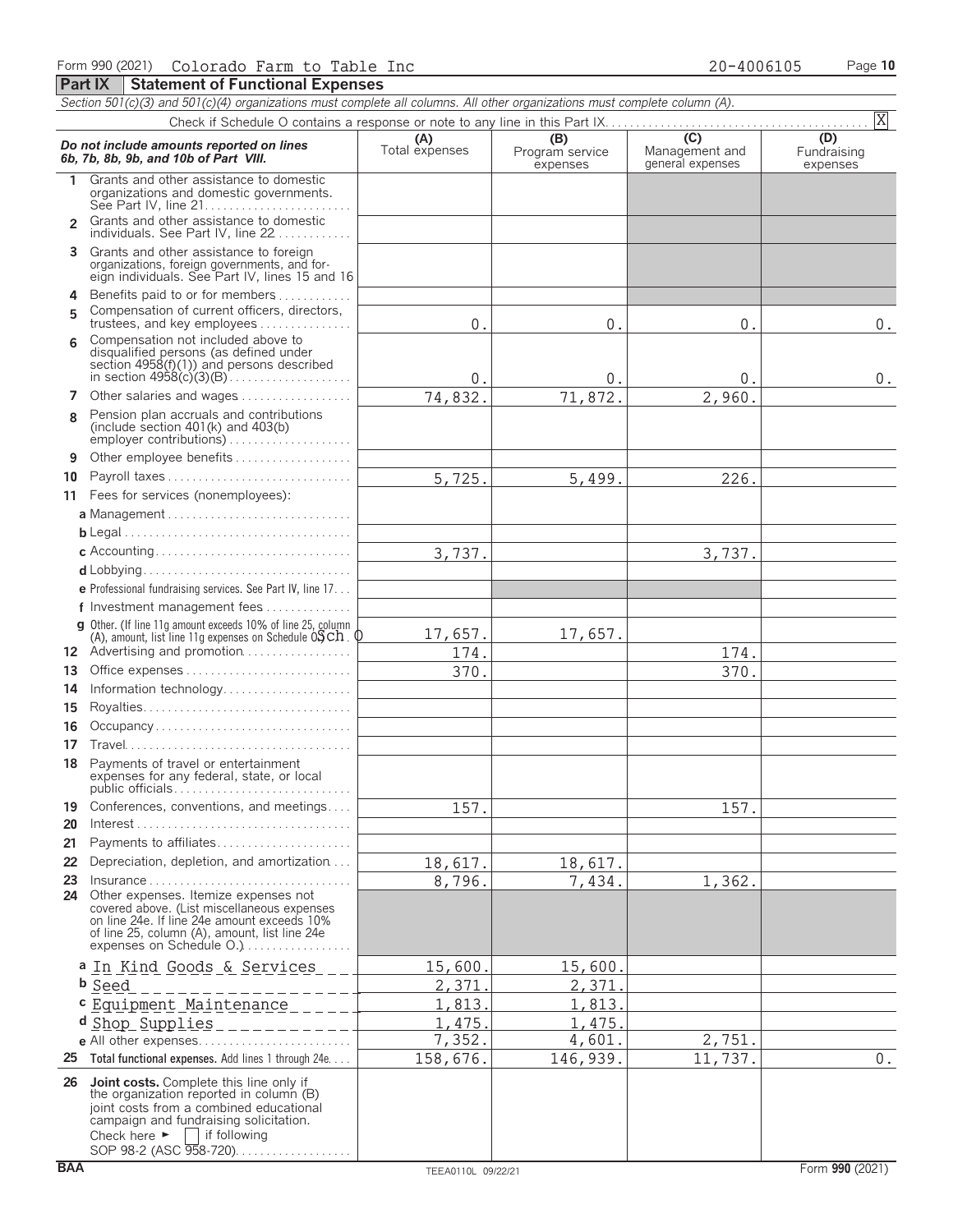Form 990 (2021) Colorado Farm to Table Inc 20-4006105

## Part IX Statement of Functional Expenses

*Section 501(c)(3) and 501(c)(4) organizations must complete all columns. All other organizations must complete column (A).*

Check if Schedule O contains a response or note to any line in this Part IX. [X]

| *Do not include amounts reported on lines 6b, 7b, 8b, 9b, and 10b of Part VIII.* | (A) Total expenses | (B) Program service expenses | (C) Management and general expenses | (D) Fundraising expenses |
|---|---|---|---|---|
| 1 Grants and other assistance to domestic organizations and domestic governments. See Part IV, line 21 | | | | |
| 2 Grants and other assistance to domestic individuals. See Part IV, line 22 | | | | |
| 3 Grants and other assistance to foreign organizations, foreign governments, and foreign individuals. See Part IV, lines 15 and 16 | | | | |
| 4 Benefits paid to or for members | | | | |
| 5 Compensation of current officers, directors, trustees, and key employees | 0. | 0. | 0. | 0. |
| 6 Compensation not included above to disqualified persons (as defined under section 4958(f)(1)) and persons described in section 4958(c)(3)(B) | 0. | 0. | 0. | 0. |
| 7 Other salaries and wages | 74,832. | 71,872. | 2,960. | |
| 8 Pension plan accruals and contributions (include section 401(k) and 403(b) employer contributions) | | | | |
| 9 Other employee benefits | | | | |
| 10 Payroll taxes | 5,725. | 5,499. | 226. | |
| 11 Fees for services (nonemployees): | | | | |
| a Management | | | | |
| b Legal | | | | |
| c Accounting | 3,737. | | 3,737. | |
| d Lobbying | | | | |
| e Professional fundraising services. See Part IV, line 17 | | | | |
| f Investment management fees | | | | |
| g Other. (If line 11g amount exceeds 10% of line 25, column (A), amount, list line 11g expenses on Schedule O.) Sch. O | 17,657. | 17,657. | | |
| 12 Advertising and promotion | 174. | | 174. | |
| 13 Office expenses | 370. | | 370. | |
| 14 Information technology | | | | |
| 15 Royalties | | | | |
| 16 Occupancy | | | | |
| 17 Travel | | | | |
| 18 Payments of travel or entertainment expenses for any federal, state, or local public officials | | | | |
| 19 Conferences, conventions, and meetings | 157. | | 157. | |
| 20 Interest | | | | |
| 21 Payments to affiliates | | | | |
| 22 Depreciation, depletion, and amortization | 18,617. | 18,617. | | |
| 23 Insurance | 8,796. | 7,434. | 1,362. | |
| 24 Other expenses. Itemize expenses not covered above. (List miscellaneous expenses on line 24e. If line 24e amount exceeds 10% of line 25, column (A), amount, list line 24e expenses on Schedule O.) | | | | |
| a In Kind Goods & Services | 15,600. | 15,600. | | |
| b Seed | 2,371. | 2,371. | | |
| c Equipment Maintenance | 1,813. | 1,813. | | |
| d Shop Supplies | 1,475. | 1,475. | | |
| e All other expenses | 7,352. | 4,601. | 2,751. | |
| 25 **Total functional expenses.** Add lines 1 through 24e | 158,676. | 146,939. | 11,737. | 0. |
| 26 **Joint costs.** Complete this line only if the organization reported in column (B) joint costs from a combined educational campaign and fundraising solicitation. Check here ► [ ] if following SOP 98-2 (ASC 958-720) | | | | |

BAA TEEA0110L 09/22/21 Form **990** (2021)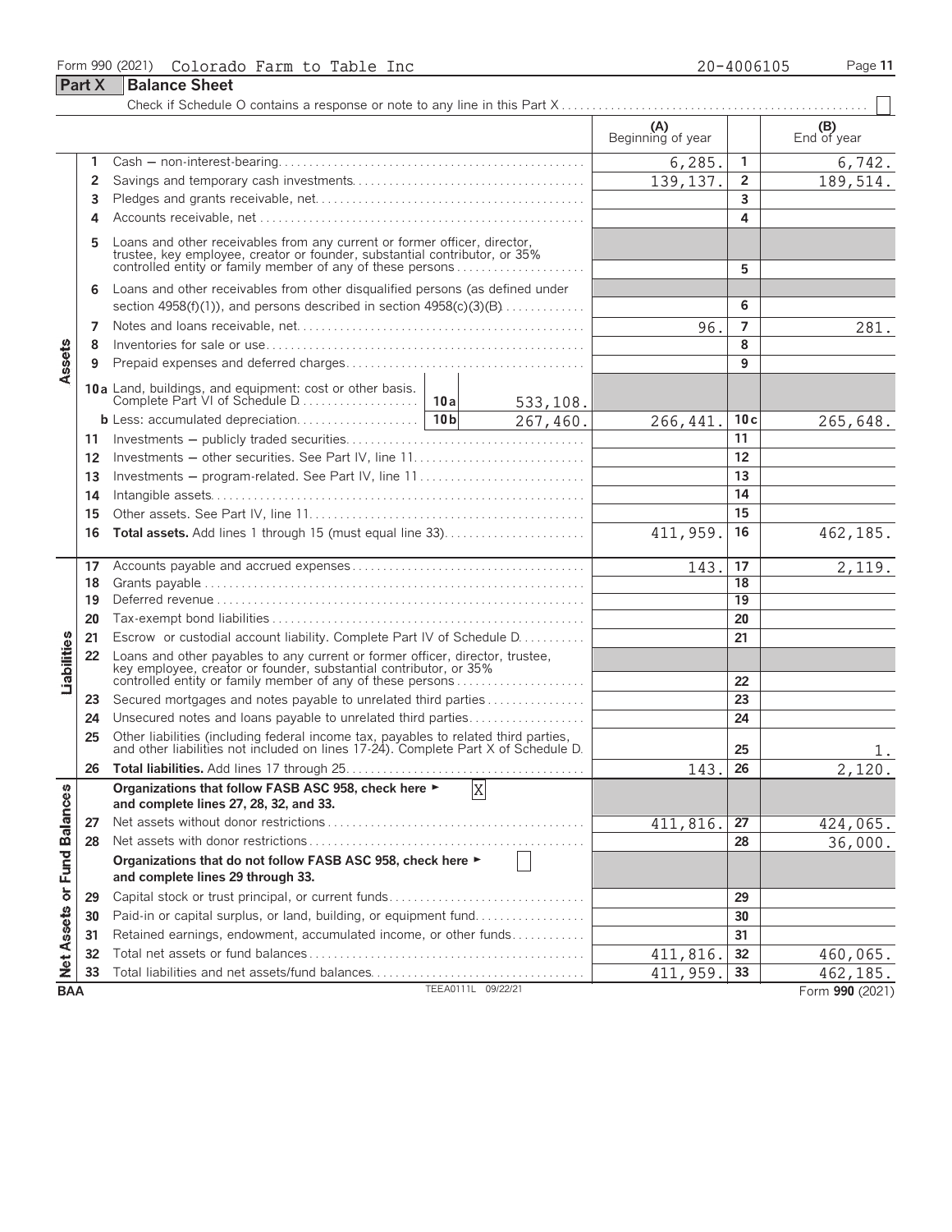Form 990 (2021) Colorado Farm to Table Inc 20-4006105

## Part X Balance Sheet

Check if Schedule O contains a response or note to any line in this Part X .......... ☐

| Section | Line | Description | | | (A) Beginning of year | | (B) End of year |
|---|---|---|---|---|---|---|---|
| Assets | 1 | Cash — non-interest-bearing | | | 6,285. | 1 | 6,742. |
| | 2 | Savings and temporary cash investments | | | 139,137. | 2 | 189,514. |
| | 3 | Pledges and grants receivable, net | | | | 3 | |
| | 4 | Accounts receivable, net | | | | 4 | |
| | 5 | Loans and other receivables from any current or former officer, director, trustee, key employee, creator or founder, substantial contributor, or 35% controlled entity or family member of any of these persons | | | | 5 | |
| | 6 | Loans and other receivables from other disqualified persons (as defined under section 4958(f)(1)), and persons described in section 4958(c)(3)(B) | | | | 6 | |
| | 7 | Notes and loans receivable, net | | | 96. | 7 | 281. |
| | 8 | Inventories for sale or use | | | | 8 | |
| | 9 | Prepaid expenses and deferred charges | | | | 9 | |
| | 10a | Land, buildings, and equipment: cost or other basis. Complete Part VI of Schedule D | 10a | 533,108. | | | |
| | b | Less: accumulated depreciation | 10b | 267,460. | 266,441. | 10c | 265,648. |
| | 11 | Investments — publicly traded securities | | | | 11 | |
| | 12 | Investments — other securities. See Part IV, line 11 | | | | 12 | |
| | 13 | Investments — program-related. See Part IV, line 11 | | | | 13 | |
| | 14 | Intangible assets | | | | 14 | |
| | 15 | Other assets. See Part IV, line 11 | | | | 15 | |
| | 16 | **Total assets.** Add lines 1 through 15 (must equal line 33) | | | 411,959. | 16 | 462,185. |
| Liabilities | 17 | Accounts payable and accrued expenses | | | 143. | 17 | 2,119. |
| | 18 | Grants payable | | | | 18 | |
| | 19 | Deferred revenue | | | | 19 | |
| | 20 | Tax-exempt bond liabilities | | | | 20 | |
| | 21 | Escrow or custodial account liability. Complete Part IV of Schedule D | | | | 21 | |
| | 22 | Loans and other payables to any current or former officer, director, trustee, key employee, creator or founder, substantial contributor, or 35% controlled entity or family member of any of these persons | | | | 22 | |
| | 23 | Secured mortgages and notes payable to unrelated third parties | | | | 23 | |
| | 24 | Unsecured notes and loans payable to unrelated third parties | | | | 24 | |
| | 25 | Other liabilities (including federal income tax, payables to related third parties, and other liabilities not included on lines 17-24). Complete Part X of Schedule D | | | | 25 | 1. |
| | 26 | **Total liabilities.** Add lines 17 through 25 | | | 143. | 26 | 2,120. |
| Net Assets or Fund Balances | | **Organizations that follow FASB ASC 958, check here ► [X] and complete lines 27, 28, 32, and 33.** | | | | | |
| | 27 | Net assets without donor restrictions | | | 411,816. | 27 | 424,065. |
| | 28 | Net assets with donor restrictions | | | | 28 | 36,000. |
| | | **Organizations that do not follow FASB ASC 958, check here ► ☐ and complete lines 29 through 33.** | | | | | |
| | 29 | Capital stock or trust principal, or current funds | | | | 29 | |
| | 30 | Paid-in or capital surplus, or land, building, or equipment fund | | | | 30 | |
| | 31 | Retained earnings, endowment, accumulated income, or other funds | | | | 31 | |
| | 32 | Total net assets or fund balances | | | 411,816. | 32 | 460,065. |
| | 33 | Total liabilities and net assets/fund balances | | | 411,959. | 33 | 462,185. |

BAA TEEA0111L 09/22/21 Form **990** (2021)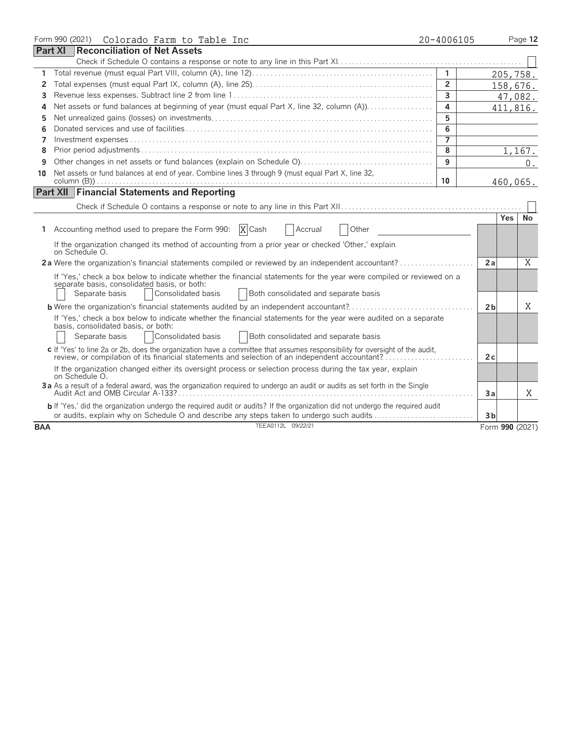Form 990 (2021) Colorado Farm to Table Inc 20-4006105

## Part XI Reconciliation of Net Assets

Check if Schedule O contains a response or note to any line in this Part XI. ☐

| | | | |
|---|---|---|---|
| 1 | Total revenue (must equal Part VIII, column (A), line 12) | 1 | 205,758. |
| 2 | Total expenses (must equal Part IX, column (A), line 25) | 2 | 158,676. |
| 3 | Revenue less expenses. Subtract line 2 from line 1 | 3 | 47,082. |
| 4 | Net assets or fund balances at beginning of year (must equal Part X, line 32, column (A)) | 4 | 411,816. |
| 5 | Net unrealized gains (losses) on investments | 5 | |
| 6 | Donated services and use of facilities | 6 | |
| 7 | Investment expenses | 7 | |
| 8 | Prior period adjustments | 8 | 1,167. |
| 9 | Other changes in net assets or fund balances (explain on Schedule O) | 9 | 0. |
| 10 | Net assets or fund balances at end of year. Combine lines 3 through 9 (must equal Part X, line 32, column (B)) | 10 | 460,065. |

## Part XII Financial Statements and Reporting

Check if Schedule O contains a response or note to any line in this Part XII. ☐

| | | | Yes | No |
|---|---|---|---|---|
| 1 | Accounting method used to prepare the Form 990: [X] Cash ☐ Accrual ☐ Other<br>If the organization changed its method of accounting from a prior year or checked 'Other,' explain on Schedule O. | | | |
| 2a | Were the organization's financial statements compiled or reviewed by an independent accountant?<br>If 'Yes,' check a box below to indicate whether the financial statements for the year were compiled or reviewed on a separate basis, consolidated basis, or both:<br>☐ Separate basis ☐ Consolidated basis ☐ Both consolidated and separate basis | 2a | | X |
| b | Were the organization's financial statements audited by an independent accountant?<br>If 'Yes,' check a box below to indicate whether the financial statements for the year were audited on a separate basis, consolidated basis, or both:<br>☐ Separate basis ☐ Consolidated basis ☐ Both consolidated and separate basis | 2b | | X |
| c | If 'Yes' to line 2a or 2b, does the organization have a committee that assumes responsibility for oversight of the audit, review, or compilation of its financial statements and selection of an independent accountant?<br>If the organization changed either its oversight process or selection process during the tax year, explain on Schedule O. | 2c | | |
| 3a | As a result of a federal award, was the organization required to undergo an audit or audits as set forth in the Single Audit Act and OMB Circular A-133? | 3a | | X |
| b | If 'Yes,' did the organization undergo the required audit or audits? If the organization did not undergo the required audit or audits, explain why on Schedule O and describe any steps taken to undergo such audits | 3b | | |

BAA TEEA0112L 09/22/21 Form 990 (2021)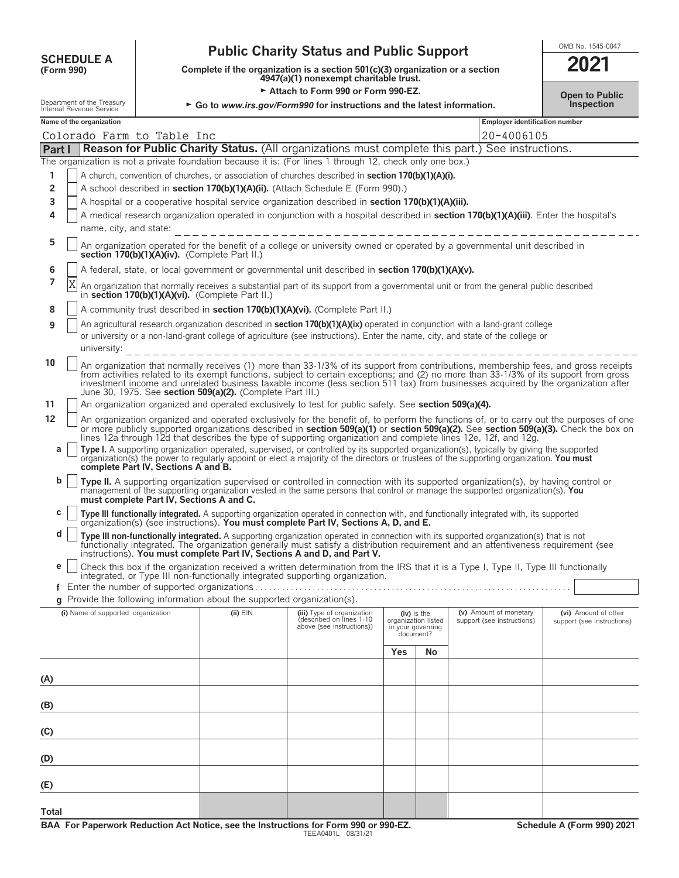**SCHEDULE A** **(Form 990)**

Department of the Treasury Internal Revenue Service

# Public Charity Status and Public Support

**Complete if the organization is a section 501(c)(3) organization or a section 4947(a)(1) nonexempt charitable trust.**

► **Attach to Form 990 or Form 990-EZ.**

► **Go to *www.irs.gov/Form990* for instructions and the latest information.**

OMB No. 1545-0047

**2021**

**Open to Public Inspection**

| Name of the organization | Employer identification number |
|---|---|
| Colorado Farm to Table Inc | 20-4006105 |

**Part I** **Reason for Public Charity Status.** (All organizations must complete this part.) See instructions.

The organization is not a private foundation because it is: (For lines 1 through 12, check only one box.)

1 [ ] A church, convention of churches, or association of churches described in **section 170(b)(1)(A)(i).**

2 [ ] A school described in **section 170(b)(1)(A)(ii).** (Attach Schedule E (Form 990).)

3 [ ] A hospital or a cooperative hospital service organization described in **section 170(b)(1)(A)(iii).**

4 [ ] A medical research organization operated in conjunction with a hospital described in **section 170(b)(1)(A)(iii)**. Enter the hospital's name, city, and state:

5 [ ] An organization operated for the benefit of a college or university owned or operated by a governmental unit described in **section 170(b)(1)(A)(iv).** (Complete Part II.)

6 [ ] A federal, state, or local government or governmental unit described in **section 170(b)(1)(A)(v).**

7 [X] An organization that normally receives a substantial part of its support from a governmental unit or from the general public described in **section 170(b)(1)(A)(vi).** (Complete Part II.)

8 [ ] A community trust described in **section 170(b)(1)(A)(vi).** (Complete Part II.)

9 [ ] An agricultural research organization described in **section 170(b)(1)(A)(ix)** operated in conjunction with a land-grant college or university or a non-land-grant college of agriculture (see instructions). Enter the name, city, and state of the college or university:

10 [ ] An organization that normally receives (1) more than 33-1/3% of its support from contributions, membership fees, and gross receipts from activities related to its exempt functions, subject to certain exceptions; and (2) no more than 33-1/3% of its support from gross investment income and unrelated business taxable income (less section 511 tax) from businesses acquired by the organization after June 30, 1975. See **section 509(a)(2).** (Complete Part III.)

11 [ ] An organization organized and operated exclusively to test for public safety. See **section 509(a)(4).**

12 [ ] An organization organized and operated exclusively for the benefit of, to perform the functions of, or to carry out the purposes of one or more publicly supported organizations described in **section 509(a)(1)** or **section 509(a)(2).** See **section 509(a)(3).** Check the box on lines 12a through 12d that describes the type of supporting organization and complete lines 12e, 12f, and 12g.

a [ ] **Type I.** A supporting organization operated, supervised, or controlled by its supported organization(s), typically by giving the supported organization(s) the power to regularly appoint or elect a majority of the directors or trustees of the supporting organization. **You must complete Part IV, Sections A and B.**

b [ ] **Type II.** A supporting organization supervised or controlled in connection with its supported organization(s), by having control or management of the supporting organization vested in the same persons that control or manage the supported organization(s). **You must complete Part IV, Sections A and C.**

c [ ] **Type III functionally integrated.** A supporting organization operated in connection with, and functionally integrated with, its supported organization(s) (see instructions). **You must complete Part IV, Sections A, D, and E.**

d [ ] **Type III non-functionally integrated.** A supporting organization operated in connection with its supported organization(s) that is not functionally integrated. The organization generally must satisfy a distribution requirement and an attentiveness requirement (see instructions). **You must complete Part IV, Sections A and D, and Part V.**

e [ ] Check this box if the organization received a written determination from the IRS that it is a Type I, Type II, Type III functionally integrated, or Type III non-functionally integrated supporting organization.

f Enter the number of supported organizations

g Provide the following information about the supported organization(s).

| (i) Name of supported organization | (ii) EIN | (iii) Type of organization (described on lines 1-10 above (see instructions)) | (iv) Is the organization listed in your governing document? Yes | No | (v) Amount of monetary support (see instructions) | (vi) Amount of other support (see instructions) |
|---|---|---|---|---|---|---|
| (A) | | | | | | |
| (B) | | | | | | |
| (C) | | | | | | |
| (D) | | | | | | |
| (E) | | | | | | |
| Total | | | | | | |

**BAA For Paperwork Reduction Act Notice, see the Instructions for Form 990 or 990-EZ.** TEEA0401L 08/31/21 **Schedule A (Form 990) 2021**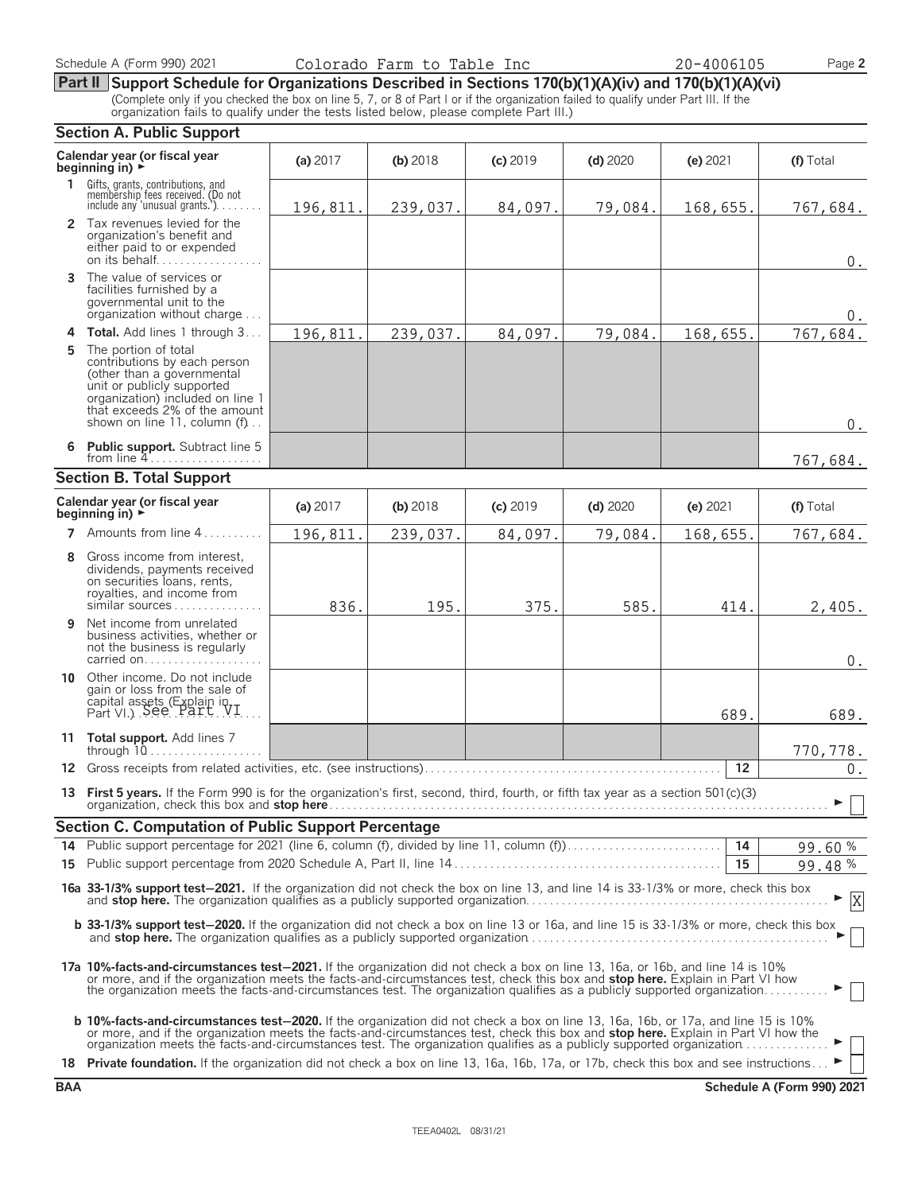Schedule A (Form 990) 2021 Colorado Farm to Table Inc 20-4006105 Page **2**

## Part II Support Schedule for Organizations Described in Sections 170(b)(1)(A)(iv) and 170(b)(1)(A)(vi)

(Complete only if you checked the box on line 5, 7, or 8 of Part I or if the organization failed to qualify under Part III. If the organization fails to qualify under the tests listed below, please complete Part III.)

### Section A. Public Support

| Calendar year (or fiscal year beginning in) ► | (a) 2017 | (b) 2018 | (c) 2019 | (d) 2020 | (e) 2021 | (f) Total |
|---|---|---|---|---|---|---|
| **1** Gifts, grants, contributions, and membership fees received. (Do not include any 'unusual grants.') | 196,811. | 239,037. | 84,097. | 79,084. | 168,655. | 767,684. |
| **2** Tax revenues levied for the organization's benefit and either paid to or expended on its behalf | | | | | | 0. |
| **3** The value of services or facilities furnished by a governmental unit to the organization without charge | | | | | | 0. |
| **4 Total.** Add lines 1 through 3 | 196,811. | 239,037. | 84,097. | 79,084. | 168,655. | 767,684. |
| **5** The portion of total contributions by each person (other than a governmental unit or publicly supported organization) included on line 1 that exceeds 2% of the amount shown on line 11, column (f) | | | | | | 0. |
| **6 Public support.** Subtract line 5 from line 4 | | | | | | 767,684. |

### Section B. Total Support

| Calendar year (or fiscal year beginning in) ► | (a) 2017 | (b) 2018 | (c) 2019 | (d) 2020 | (e) 2021 | (f) Total |
|---|---|---|---|---|---|---|
| **7** Amounts from line 4 | 196,811. | 239,037. | 84,097. | 79,084. | 168,655. | 767,684. |
| **8** Gross income from interest, dividends, payments received on securities loans, rents, royalties, and income from similar sources | 836. | 195. | 375. | 585. | 414. | 2,405. |
| **9** Net income from unrelated business activities, whether or not the business is regularly carried on | | | | | | 0. |
| **10** Other income. Do not include gain or loss from the sale of capital assets (Explain in Part VI.) See Part VI | | | | | 689. | 689. |
| **11 Total support.** Add lines 7 through 10 | | | | | | 770,778. |
| **12** Gross receipts from related activities, etc. (see instructions) | | | | | **12** | 0. |

**13 First 5 years.** If the Form 990 is for the organization's first, second, third, fourth, or fifth tax year as a section 501(c)(3) organization, check this box and **stop here** ► ☐

### Section C. Computation of Public Support Percentage

| | | | |
|---|---|---|---|
| **14** | Public support percentage for 2021 (line 6, column (f), divided by line 11, column (f)) | **14** | 99.60 % |
| **15** | Public support percentage from 2020 Schedule A, Part II, line 14 | **15** | 99.48 % |

**16a 33-1/3% support test–2021.** If the organization did not check the box on line 13, and line 14 is 33-1/3% or more, check this box and **stop here.** The organization qualifies as a publicly supported organization ► ☒

**b 33-1/3% support test–2020.** If the organization did not check a box on line 13 or 16a, and line 15 is 33-1/3% or more, check this box and **stop here.** The organization qualifies as a publicly supported organization ► ☐

**17a 10%-facts-and-circumstances test–2021.** If the organization did not check a box on line 13, 16a, or 16b, and line 14 is 10% or more, and if the organization meets the facts-and-circumstances test, check this box and **stop here.** Explain in Part VI how the organization meets the facts-and-circumstances test. The organization qualifies as a publicly supported organization ► ☐

**b 10%-facts-and-circumstances test–2020.** If the organization did not check a box on line 13, 16a, 16b, or 17a, and line 15 is 10% or more, and if the organization meets the facts-and-circumstances test, check this box and **stop here.** Explain in Part VI how the organization meets the facts-and-circumstances test. The organization qualifies as a publicly supported organization ► ☐

**18 Private foundation.** If the organization did not check a box on line 13, 16a, 16b, 17a, or 17b, check this box and see instructions ► ☐

**BAA** **Schedule A (Form 990) 2021**

TEEA0402L 08/31/21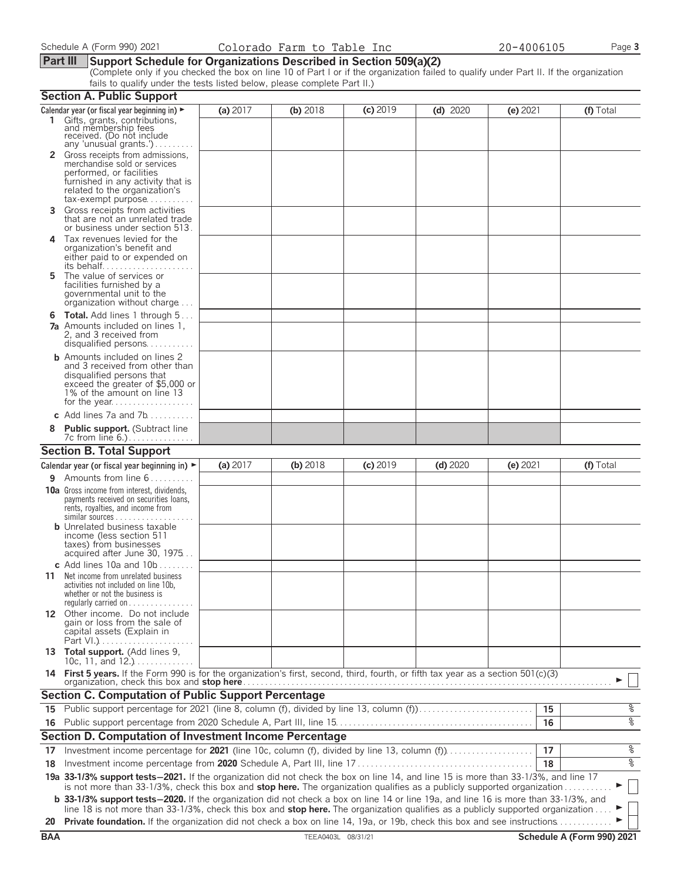Schedule A (Form 990) 2021 Colorado Farm to Table Inc 20-4006105 Page **3**

## Part III Support Schedule for Organizations Described in Section 509(a)(2)

(Complete only if you checked the box on line 10 of Part I or if the organization failed to qualify under Part II. If the organization fails to qualify under the tests listed below, please complete Part II.)

### Section A. Public Support

| Calendar year (or fiscal year beginning in) ► | (a) 2017 | (b) 2018 | (c) 2019 | (d) 2020 | (e) 2021 | (f) Total |
|---|---|---|---|---|---|---|
| **1** Gifts, grants, contributions, and membership fees received. (Do not include any 'unusual grants.') | | | | | | |
| **2** Gross receipts from admissions, merchandise sold or services performed, or facilities furnished in any activity that is related to the organization's tax-exempt purpose | | | | | | |
| **3** Gross receipts from activities that are not an unrelated trade or business under section 513 | | | | | | |
| **4** Tax revenues levied for the organization's benefit and either paid to or expended on its behalf | | | | | | |
| **5** The value of services or facilities furnished by a governmental unit to the organization without charge | | | | | | |
| **6** **Total.** Add lines 1 through 5 | | | | | | |
| **7a** Amounts included on lines 1, 2, and 3 received from disqualified persons | | | | | | |
| **b** Amounts included on lines 2 and 3 received from other than disqualified persons that exceed the greater of $5,000 or 1% of the amount on line 13 for the year | | | | | | |
| **c** Add lines 7a and 7b | | | | | | |
| **8** **Public support.** (Subtract line 7c from line 6.) | | | | | | |

### Section B. Total Support

| Calendar year (or fiscal year beginning in) ► | (a) 2017 | (b) 2018 | (c) 2019 | (d) 2020 | (e) 2021 | (f) Total |
|---|---|---|---|---|---|---|
| **9** Amounts from line 6 | | | | | | |
| **10a** Gross income from interest, dividends, payments received on securities loans, rents, royalties, and income from similar sources | | | | | | |
| **b** Unrelated business taxable income (less section 511 taxes) from businesses acquired after June 30, 1975 | | | | | | |
| **c** Add lines 10a and 10b | | | | | | |
| **11** Net income from unrelated business activities not included on line 10b, whether or not the business is regularly carried on | | | | | | |
| **12** Other income. Do not include gain or loss from the sale of capital assets (Explain in Part VI.) | | | | | | |
| **13** **Total support.** (Add lines 9, 10c, 11, and 12.) | | | | | | |

**14** **First 5 years.** If the Form 990 is for the organization's first, second, third, fourth, or fifth tax year as a section 501(c)(3) organization, check this box and **stop here** ► ☐

### Section C. Computation of Public Support Percentage

| | | | |
|---|---|---|---|
| **15** | Public support percentage for 2021 (line 8, column (f), divided by line 13, column (f)) | **15** | % |
| **16** | Public support percentage from 2020 Schedule A, Part III, line 15 | **16** | % |

### Section D. Computation of Investment Income Percentage

| | | | |
|---|---|---|---|
| **17** | Investment income percentage for **2021** (line 10c, column (f), divided by line 13, column (f)) | **17** | % |
| **18** | Investment income percentage from **2020** Schedule A, Part III, line 17 | **18** | % |

**19a** **33-1/3% support tests—2021.** If the organization did not check the box on line 14, and line 15 is more than 33-1/3%, and line 17 is not more than 33-1/3%, check this box and **stop here.** The organization qualifies as a publicly supported organization ► ☐

**b** **33-1/3% support tests—2020.** If the organization did not check a box on line 14 or line 19a, and line 16 is more than 33-1/3%, and line 18 is not more than 33-1/3%, check this box and **stop here.** The organization qualifies as a publicly supported organization ► ☐

**20** **Private foundation.** If the organization did not check a box on line 14, 19a, or 19b, check this box and see instructions ► ☐

BAA TEEA0403L 08/31/21 **Schedule A (Form 990) 2021**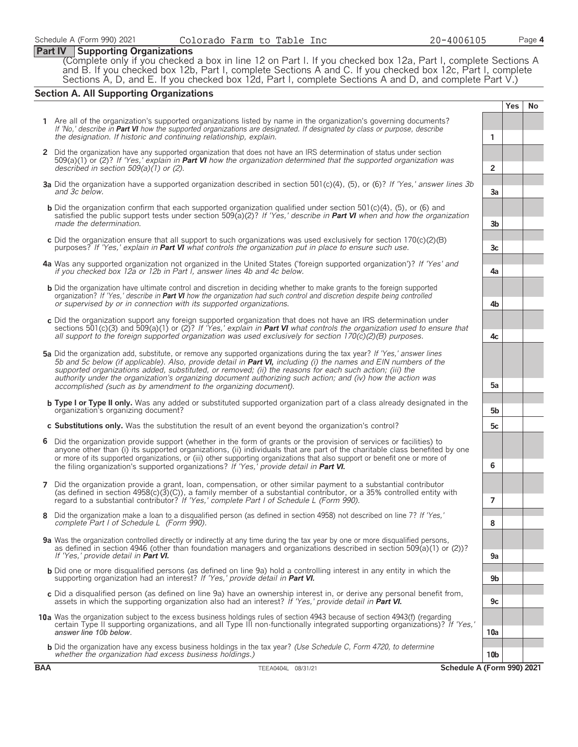Schedule A (Form 990) 2021 Colorado Farm to Table Inc 20-4006105

## Part IV Supporting Organizations

(Complete only if you checked a box in line 12 on Part I. If you checked box 12a, Part I, complete Sections A and B. If you checked box 12b, Part I, complete Sections A and C. If you checked box 12c, Part I, complete Sections A, D, and E. If you checked box 12d, Part I, complete Sections A and D, and complete Part V.)

### Section A. All Supporting Organizations

| | | | Yes | No |
|---|---|---|---|---|
| **1** | Are all of the organization's supported organizations listed by name in the organization's governing documents? *If 'No,' describe in **Part VI** how the supported organizations are designated. If designated by class or purpose, describe the designation. If historic and continuing relationship, explain.* | 1 | | |
| **2** | Did the organization have any supported organization that does not have an IRS determination of status under section 509(a)(1) or (2)? *If 'Yes,' explain in **Part VI** how the organization determined that the supported organization was described in section 509(a)(1) or (2).* | 2 | | |
| **3a** | Did the organization have a supported organization described in section 501(c)(4), (5), or (6)? *If 'Yes,' answer lines 3b and 3c below.* | 3a | | |
| **b** | Did the organization confirm that each supported organization qualified under section 501(c)(4), (5), or (6) and satisfied the public support tests under section 509(a)(2)? *If 'Yes,' describe in **Part VI** when and how the organization made the determination.* | 3b | | |
| **c** | Did the organization ensure that all support to such organizations was used exclusively for section 170(c)(2)(B) purposes? *If 'Yes,' explain in **Part VI** what controls the organization put in place to ensure such use.* | 3c | | |
| **4a** | Was any supported organization not organized in the United States ('foreign supported organization')? *If 'Yes' and if you checked box 12a or 12b in Part I, answer lines 4b and 4c below.* | 4a | | |
| **b** | Did the organization have ultimate control and discretion in deciding whether to make grants to the foreign supported organization? *If 'Yes,' describe in **Part VI** how the organization had such control and discretion despite being controlled or supervised by or in connection with its supported organizations.* | 4b | | |
| **c** | Did the organization support any foreign supported organization that does not have an IRS determination under sections 501(c)(3) and 509(a)(1) or (2)? *If 'Yes,' explain in **Part VI** what controls the organization used to ensure that all support to the foreign supported organization was used exclusively for section 170(c)(2)(B) purposes.* | 4c | | |
| **5a** | Did the organization add, substitute, or remove any supported organizations during the tax year? *If 'Yes,' answer lines 5b and 5c below (if applicable). Also, provide detail in **Part VI,** including (i) the names and EIN numbers of the supported organizations added, substituted, or removed; (ii) the reasons for each such action; (iii) the authority under the organization's organizing document authorizing such action; and (iv) how the action was accomplished (such as by amendment to the organizing document).* | 5a | | |
| **b** | **Type I or Type II only.** Was any added or substituted supported organization part of a class already designated in the organization's organizing document? | 5b | | |
| **c** | **Substitutions only.** Was the substitution the result of an event beyond the organization's control? | 5c | | |
| **6** | Did the organization provide support (whether in the form of grants or the provision of services or facilities) to anyone other than (i) its supported organizations, (ii) individuals that are part of the charitable class benefited by one or more of its supported organizations, or (iii) other supporting organizations that also support or benefit one or more of the filing organization's supported organizations? *If 'Yes,' provide detail in **Part VI.*** | 6 | | |
| **7** | Did the organization provide a grant, loan, compensation, or other similar payment to a substantial contributor (as defined in section 4958(c)(3)(C)), a family member of a substantial contributor, or a 35% controlled entity with regard to a substantial contributor? *If 'Yes,' complete Part I of Schedule L (Form 990).* | 7 | | |
| **8** | Did the organization make a loan to a disqualified person (as defined in section 4958) not described on line 7? *If 'Yes,' complete Part I of Schedule L (Form 990).* | 8 | | |
| **9a** | Was the organization controlled directly or indirectly at any time during the tax year by one or more disqualified persons, as defined in section 4946 (other than foundation managers and organizations described in section 509(a)(1) or (2))? *If 'Yes,' provide detail in **Part VI.*** | 9a | | |
| **b** | Did one or more disqualified persons (as defined on line 9a) hold a controlling interest in any entity in which the supporting organization had an interest? *If 'Yes,' provide detail in **Part VI.*** | 9b | | |
| **c** | Did a disqualified person (as defined on line 9a) have an ownership interest in, or derive any personal benefit from, assets in which the supporting organization also had an interest? *If 'Yes,' provide detail in **Part VI.*** | 9c | | |
| **10a** | Was the organization subject to the excess business holdings rules of section 4943 because of section 4943(f) (regarding certain Type II supporting organizations, and all Type III non-functionally integrated supporting organizations)? *If 'Yes,' answer line 10b below.* | 10a | | |
| **b** | Did the organization have any excess business holdings in the tax year? *(Use Schedule C, Form 4720, to determine whether the organization had excess business holdings.)* | 10b | | |

BAA TEEA0404L 08/31/21 Schedule A (Form 990) 2021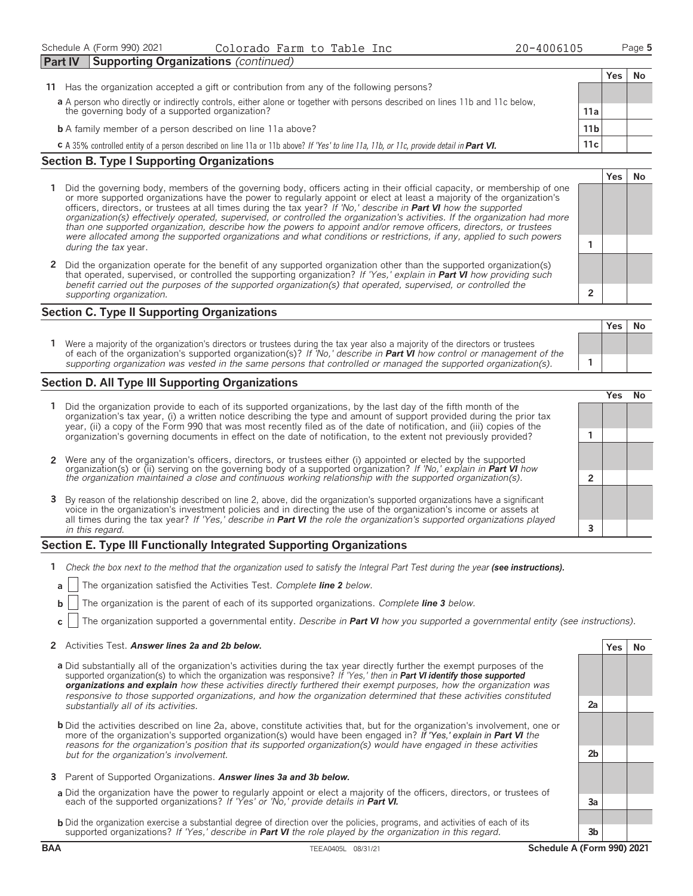Schedule A (Form 990) 2021 Colorado Farm to Table Inc 20-4006105 Page 5

## Part IV Supporting Organizations *(continued)*

| | | Yes | No |
|---|---|---|---|
| **11** Has the organization accepted a gift or contribution from any of the following persons? | | | |
| **a** A person who directly or indirectly controls, either alone or together with persons described on lines 11b and 11c below, the governing body of a supported organization? | 11a | | |
| **b** A family member of a person described on line 11a above? | 11b | | |
| **c** A 35% controlled entity of a person described on line 11a or 11b above? *If 'Yes' to line 11a, 11b, or 11c, provide detail in **Part VI.*** | 11c | | |

### Section B. Type I Supporting Organizations

| | | Yes | No |
|---|---|---|---|
| **1** Did the governing body, members of the governing body, officers acting in their official capacity, or membership of one or more supported organizations have the power to regularly appoint or elect at least a majority of the organization's officers, directors, or trustees at all times during the tax year? *If 'No,' describe in **Part VI** how the supported organization(s) effectively operated, supervised, or controlled the organization's activities. If the organization had more than one supported organization, describe how the powers to appoint and/or remove officers, directors, or trustees were allocated among the supported organizations and what conditions or restrictions, if any, applied to such powers during the tax* year. | 1 | | |
| **2** Did the organization operate for the benefit of any supported organization other than the supported organization(s) that operated, supervised, or controlled the supporting organization? *If 'Yes,' explain in **Part VI** how providing such benefit carried out the purposes of the supported organization(s) that operated, supervised, or controlled the supporting organization.* | 2 | | |

### Section C. Type II Supporting Organizations

| | | Yes | No |
|---|---|---|---|
| **1** Were a majority of the organization's directors or trustees during the tax year also a majority of the directors or trustees of each of the organization's supported organization(s)? *If 'No,' describe in **Part VI** how control or management of the supporting organization was vested in the same persons that controlled or managed the supported organization(s).* | 1 | | |

### Section D. All Type III Supporting Organizations

| | | Yes | No |
|---|---|---|---|
| **1** Did the organization provide to each of its supported organizations, by the last day of the fifth month of the organization's tax year, (i) a written notice describing the type and amount of support provided during the prior tax year, (ii) a copy of the Form 990 that was most recently filed as of the date of notification, and (iii) copies of the organization's governing documents in effect on the date of notification, to the extent not previously provided? | 1 | | |
| **2** Were any of the organization's officers, directors, or trustees either (i) appointed or elected by the supported organization(s) or (ii) serving on the governing body of a supported organization? *If 'No,' explain in **Part VI** how the organization maintained a close and continuous working relationship with the supported organization(s).* | 2 | | |
| **3** By reason of the relationship described on line 2, above, did the organization's supported organizations have a significant voice in the organization's investment policies and in directing the use of the organization's income or assets at all times during the tax year? *If 'Yes,' describe in **Part VI** the role the organization's supported organizations played in this regard.* | 3 | | |

### Section E. Type III Functionally Integrated Supporting Organizations

**1** *Check the box next to the method that the organization used to satisfy the Integral Part Test during the year **(see instructions).***

**a** ☐ The organization satisfied the Activities Test. *Complete **line 2** below.*

**b** ☐ The organization is the parent of each of its supported organizations. *Complete **line 3** below.*

**c** ☐ The organization supported a governmental entity. *Describe in **Part VI** how you supported a governmental entity (see instructions).*

| | | Yes | No |
|---|---|---|---|
| **2** Activities Test. ***Answer lines 2a and 2b below.*** | | | |
| **a** Did substantially all of the organization's activities during the tax year directly further the exempt purposes of the supported organization(s) to which the organization was responsive? *If 'Yes,' then in **Part VI identify those supported organizations and explain** how these activities directly furthered their exempt purposes, how the organization was responsive to those supported organizations, and how the organization determined that these activities constituted substantially all of its activities.* | 2a | | |
| **b** Did the activities described on line 2a, above, constitute activities that, but for the organization's involvement, one or more of the organization's supported organization(s) would have been engaged in? *If 'Yes,' explain in **Part VI** the reasons for the organization's position that its supported organization(s) would have engaged in these activities but for the organization's involvement.* | 2b | | |
| **3** Parent of Supported Organizations. ***Answer lines 3a and 3b below.*** | | | |
| **a** Did the organization have the power to regularly appoint or elect a majority of the officers, directors, or trustees of each of the supported organizations? *If 'Yes' or 'No,' provide details in **Part VI.*** | 3a | | |
| **b** Did the organization exercise a substantial degree of direction over the policies, programs, and activities of each of its supported organizations? *If 'Yes,' describe in **Part VI** the role played by the organization in this regard.* | 3b | | |

BAA TEEA0405L 08/31/21 Schedule A (Form 990) 2021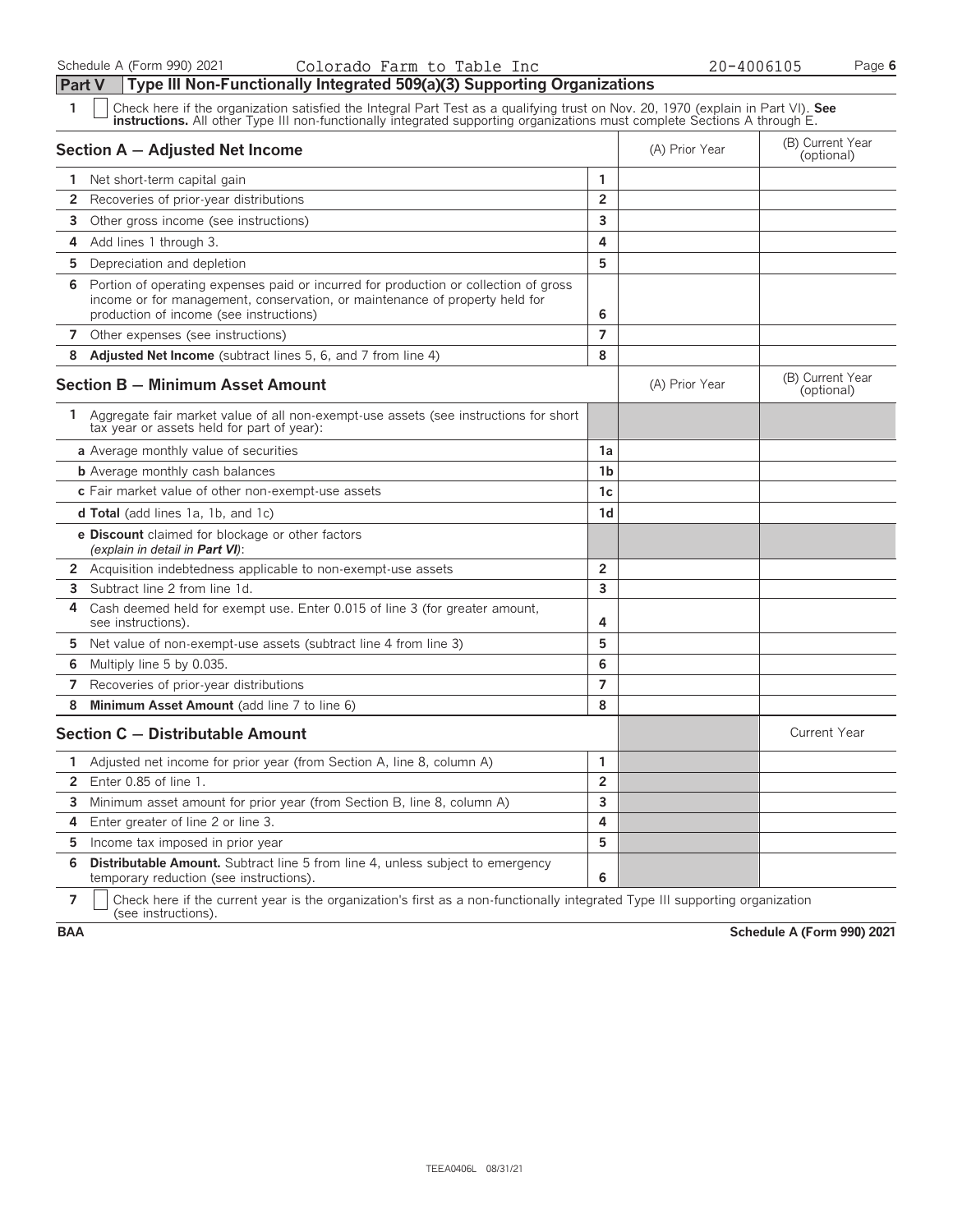Schedule A (Form 990) 2021 Colorado Farm to Table Inc 20-4006105

## Part V Type III Non-Functionally Integrated 509(a)(3) Supporting Organizations

1 ☐ Check here if the organization satisfied the Integral Part Test as a qualifying trust on Nov. 20, 1970 (explain in Part VI). **See instructions.** All other Type III non-functionally integrated supporting organizations must complete Sections A through E.

| **Section A — Adjusted Net Income** | | (A) Prior Year | (B) Current Year (optional) |
|---|---|---|---|
| 1 Net short-term capital gain | 1 | | |
| 2 Recoveries of prior-year distributions | 2 | | |
| 3 Other gross income (see instructions) | 3 | | |
| 4 Add lines 1 through 3. | 4 | | |
| 5 Depreciation and depletion | 5 | | |
| 6 Portion of operating expenses paid or incurred for production or collection of gross income or for management, conservation, or maintenance of property held for production of income (see instructions) | 6 | | |
| 7 Other expenses (see instructions) | 7 | | |
| 8 **Adjusted Net Income** (subtract lines 5, 6, and 7 from line 4) | 8 | | |

| **Section B — Minimum Asset Amount** | | (A) Prior Year | (B) Current Year (optional) |
|---|---|---|---|
| 1 Aggregate fair market value of all non-exempt-use assets (see instructions for short tax year or assets held for part of year): | | | |
| **a** Average monthly value of securities | 1a | | |
| **b** Average monthly cash balances | 1b | | |
| **c** Fair market value of other non-exempt-use assets | 1c | | |
| **d Total** (add lines 1a, 1b, and 1c) | 1d | | |
| **e Discount** claimed for blockage or other factors *(explain in detail in **Part VI**)*: | | | |
| 2 Acquisition indebtedness applicable to non-exempt-use assets | 2 | | |
| 3 Subtract line 2 from line 1d. | 3 | | |
| 4 Cash deemed held for exempt use. Enter 0.015 of line 3 (for greater amount, see instructions). | 4 | | |
| 5 Net value of non-exempt-use assets (subtract line 4 from line 3) | 5 | | |
| 6 Multiply line 5 by 0.035. | 6 | | |
| 7 Recoveries of prior-year distributions | 7 | | |
| 8 **Minimum Asset Amount** (add line 7 to line 6) | 8 | | |

| **Section C — Distributable Amount** | | | Current Year |
|---|---|---|---|
| 1 Adjusted net income for prior year (from Section A, line 8, column A) | 1 | | |
| 2 Enter 0.85 of line 1. | 2 | | |
| 3 Minimum asset amount for prior year (from Section B, line 8, column A) | 3 | | |
| 4 Enter greater of line 2 or line 3. | 4 | | |
| 5 Income tax imposed in prior year | 5 | | |
| 6 **Distributable Amount.** Subtract line 5 from line 4, unless subject to emergency temporary reduction (see instructions). | 6 | | |

7 ☐ Check here if the current year is the organization's first as a non-functionally integrated Type III supporting organization (see instructions).

BAA Schedule A (Form 990) 2021

TEEA0406L 08/31/21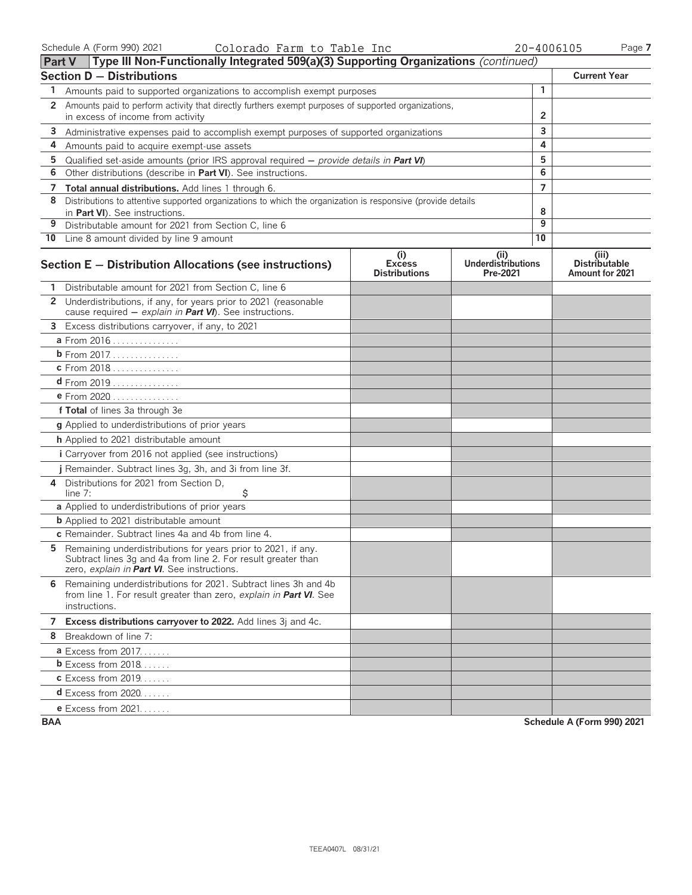Schedule A (Form 990) 2021 Colorado Farm to Table Inc 20-4006105

## Part V Type III Non-Functionally Integrated 509(a)(3) Supporting Organizations *(continued)*

### Section D — Distributions

| | | | Current Year |
|---|---|---|---|
| 1 | Amounts paid to supported organizations to accomplish exempt purposes | 1 | |
| 2 | Amounts paid to perform activity that directly furthers exempt purposes of supported organizations, in excess of income from activity | 2 | |
| 3 | Administrative expenses paid to accomplish exempt purposes of supported organizations | 3 | |
| 4 | Amounts paid to acquire exempt-use assets | 4 | |
| 5 | Qualified set-aside amounts (prior IRS approval required — *provide details in* ***Part VI***) | 5 | |
| 6 | Other distributions (describe in **Part VI**). See instructions. | 6 | |
| 7 | **Total annual distributions.** Add lines 1 through 6. | 7 | |
| 8 | Distributions to attentive supported organizations to which the organization is responsive (provide details in **Part VI**). See instructions. | 8 | |
| 9 | Distributable amount for 2021 from Section C, line 6 | 9 | |
| 10 | Line 8 amount divided by line 9 amount | 10 | |

### Section E — Distribution Allocations (see instructions)

| | (i) Excess Distributions | (ii) Underdistributions Pre-2021 | (iii) Distributable Amount for 2021 |
|---|---|---|---|
| **1** Distributable amount for 2021 from Section C, line 6 | | | |
| **2** Underdistributions, if any, for years prior to 2021 (reasonable cause required — *explain in* ***Part VI***). See instructions. | | | |
| **3** Excess distributions carryover, if any, to 2021 | | | |
| **a** From 2016 | | | |
| **b** From 2017 | | | |
| **c** From 2018 | | | |
| **d** From 2019 | | | |
| **e** From 2020 | | | |
| **f Total** of lines 3a through 3e | | | |
| **g** Applied to underdistributions of prior years | | | |
| **h** Applied to 2021 distributable amount | | | |
| **i** Carryover from 2016 not applied (see instructions) | | | |
| **j** Remainder. Subtract lines 3g, 3h, and 3i from line 3f. | | | |
| **4** Distributions for 2021 from Section D, line 7: $ | | | |
| **a** Applied to underdistributions of prior years | | | |
| **b** Applied to 2021 distributable amount | | | |
| **c** Remainder. Subtract lines 4a and 4b from line 4. | | | |
| **5** Remaining underdistributions for years prior to 2021, if any. Subtract lines 3g and 4a from line 2. For result greater than zero, *explain in* ***Part VI***. See instructions. | | | |
| **6** Remaining underdistributions for 2021. Subtract lines 3h and 4b from line 1. For result greater than zero, *explain in* ***Part VI***. See instructions. | | | |
| **7 Excess distributions carryover to 2022.** Add lines 3j and 4c. | | | |
| **8** Breakdown of line 7: | | | |
| **a** Excess from 2017 | | | |
| **b** Excess from 2018 | | | |
| **c** Excess from 2019 | | | |
| **d** Excess from 2020 | | | |
| **e** Excess from 2021 | | | |

BAA Schedule A (Form 990) 2021

TEEA0407L 08/31/21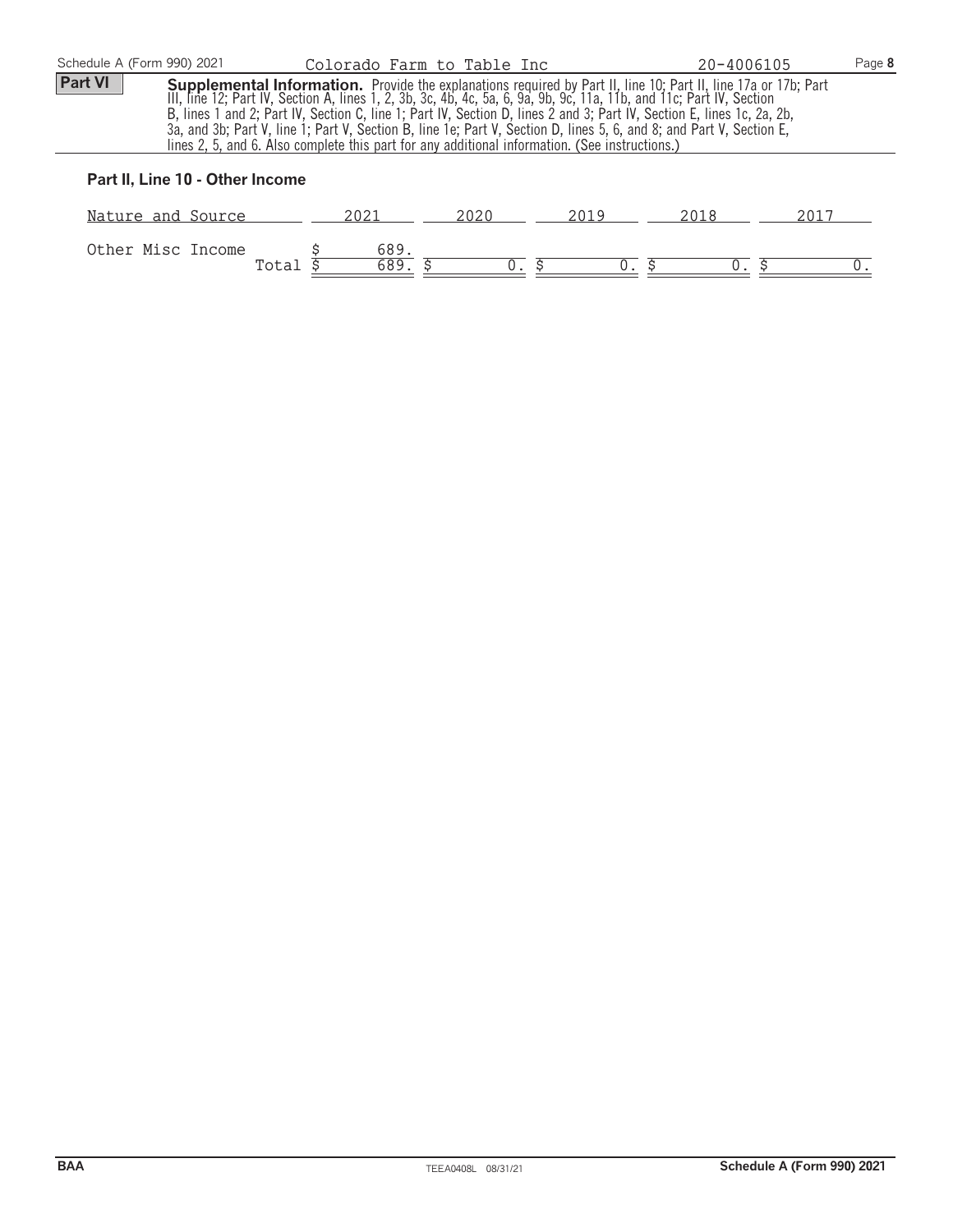Colorado Farm to Table Inc | 20-4006105

**Part VI** **Supplemental Information.** Provide the explanations required by Part II, line 10; Part II, line 17a or 17b; Part III, line 12; Part IV, Section A, lines 1, 2, 3b, 3c, 4b, 4c, 5a, 6, 9a, 9b, 9c, 11a, 11b, and 11c; Part IV, Section B, lines 1 and 2; Part IV, Section C, line 1; Part IV, Section D, lines 2 and 3; Part IV, Section E, lines 1c, 2a, 2b, 3a, and 3b; Part V, line 1; Part V, Section B, line 1e; Part V, Section D, lines 5, 6, and 8; and Part V, Section E, lines 2, 5, and 6. Also complete this part for any additional information. (See instructions.)

### Part II, Line 10 - Other Income

| Nature and Source | 2021 | 2020 | 2019 | 2018 | 2017 |
|---|---|---|---|---|---|
| Other Misc Income | $ 689. | | | | |
| Total | $ 689. | $ 0. | $ 0. | $ 0. | $ 0. |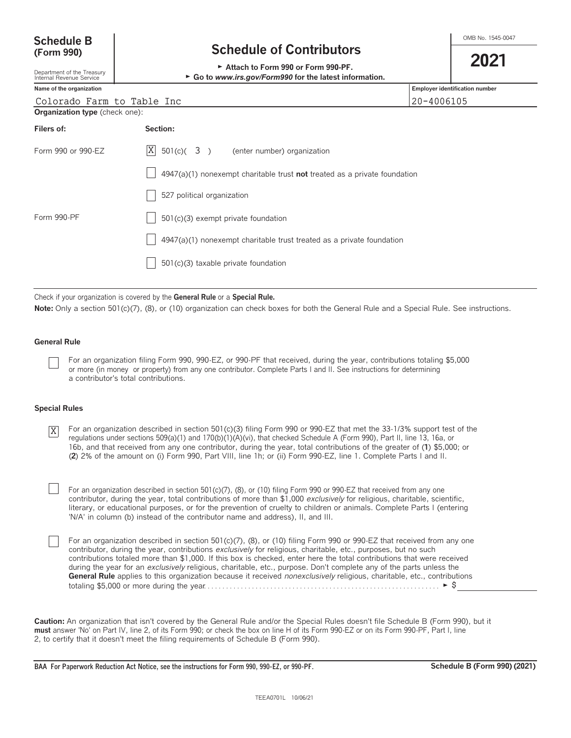# Schedule B (Form 990)

Department of the Treasury
Internal Revenue Service

# Schedule of Contributors

► Attach to Form 990 or Form 990-PF.
► Go to *www.irs.gov/Form990* for the latest information.

OMB No. 1545-0047

**2021**

**Name of the organization**
Colorado Farm to Table Inc

**Employer identification number**
20-4006105

**Organization type** (check one):

| **Filers of:** | **Section:** |
|---|---|
| Form 990 or 990-EZ | [X] 501(c)( 3 ) (enter number) organization |
| | [ ] 4947(a)(1) nonexempt charitable trust **not** treated as a private foundation |
| | [ ] 527 political organization |
| Form 990-PF | [ ] 501(c)(3) exempt private foundation |
| | [ ] 4947(a)(1) nonexempt charitable trust treated as a private foundation |
| | [ ] 501(c)(3) taxable private foundation |

Check if your organization is covered by the **General Rule** or a **Special Rule.**

**Note:** Only a section 501(c)(7), (8), or (10) organization can check boxes for both the General Rule and a Special Rule. See instructions.

### General Rule

[ ] For an organization filing Form 990, 990-EZ, or 990-PF that received, during the year, contributions totaling $5,000 or more (in money or property) from any one contributor. Complete Parts I and II. See instructions for determining a contributor's total contributions.

### Special Rules

[X] For an organization described in section 501(c)(3) filing Form 990 or 990-EZ that met the 33-1/3% support test of the regulations under sections 509(a)(1) and 170(b)(1)(A)(vi), that checked Schedule A (Form 990), Part II, line 13, 16a, or 16b, and that received from any one contributor, during the year, total contributions of the greater of (**1**) $5,000; or (**2**) 2% of the amount on (i) Form 990, Part VIII, line 1h; or (ii) Form 990-EZ, line 1. Complete Parts I and II.

[ ] For an organization described in section 501(c)(7), (8), or (10) filing Form 990 or 990-EZ that received from any one contributor, during the year, total contributions of more than $1,000 *exclusively* for religious, charitable, scientific, literary, or educational purposes, or for the prevention of cruelty to children or animals. Complete Parts I (entering 'N/A' in column (b) instead of the contributor name and address), II, and III.

[ ] For an organization described in section 501(c)(7), (8), or (10) filing Form 990 or 990-EZ that received from any one contributor, during the year, contributions *exclusively* for religious, charitable, etc., purposes, but no such contributions totaled more than $1,000. If this box is checked, enter here the total contributions that were received during the year for an *exclusively* religious, charitable, etc., purpose. Don't complete any of the parts unless the **General Rule** applies to this organization because it received *nonexclusively* religious, charitable, etc., contributions totaling $5,000 or more during the year . . . . . ► $

**Caution:** An organization that isn't covered by the General Rule and/or the Special Rules doesn't file Schedule B (Form 990), but it **must** answer 'No' on Part IV, line 2, of its Form 990; or check the box on line H of its Form 990-EZ or on its Form 990-PF, Part I, line 2, to certify that it doesn't meet the filing requirements of Schedule B (Form 990).

**BAA For Paperwork Reduction Act Notice, see the instructions for Form 990, 990-EZ, or 990-PF.** **Schedule B (Form 990) (2021)**

TEEA0701L 10/06/21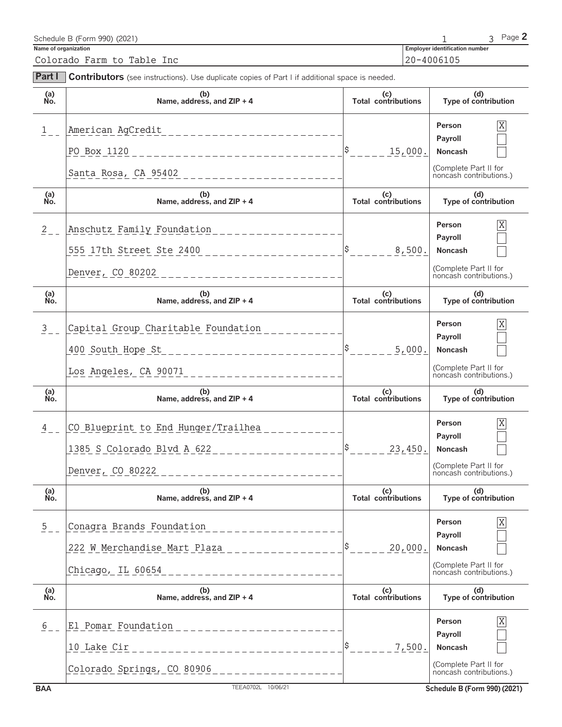Schedule B (Form 990) (2021)

**Name of organization**
Colorado Farm to Table Inc

**Employer identification number**
20-4006105

**Part I** **Contributors** (see instructions). Use duplicate copies of Part I if additional space is needed.

| (a) No. | (b) Name, address, and ZIP + 4 | (c) Total contributions | (d) Type of contribution |
|---|---|---|---|
| 1 | American AgCredit<br>PO Box 1120<br>Santa Rosa, CA 95402 | $ 15,000. | Person [X]<br>Payroll [ ]<br>Noncash [ ]<br>(Complete Part II for noncash contributions.) |
| 2 | Anschutz Family Foundation<br>555 17th Street Ste 2400<br>Denver, CO 80202 | $ 8,500. | Person [X]<br>Payroll [ ]<br>Noncash [ ]<br>(Complete Part II for noncash contributions.) |
| 3 | Capital Group Charitable Foundation<br>400 South Hope St<br>Los Angeles, CA 90071 | $ 5,000. | Person [X]<br>Payroll [ ]<br>Noncash [ ]<br>(Complete Part II for noncash contributions.) |
| 4 | CO Blueprint to End Hunger/Trailhea<br>1385 S Colorado Blvd A 622<br>Denver, CO 80222 | $ 23,450. | Person [X]<br>Payroll [ ]<br>Noncash [ ]<br>(Complete Part II for noncash contributions.) |
| 5 | Conagra Brands Foundation<br>222 W Merchandise Mart Plaza<br>Chicago, IL 60654 | $ 20,000. | Person [X]<br>Payroll [ ]<br>Noncash [ ]<br>(Complete Part II for noncash contributions.) |
| 6 | El Pomar Foundation<br>10 Lake Cir<br>Colorado Springs, CO 80906 | $ 7,500. | Person [X]<br>Payroll [ ]<br>Noncash [ ]<br>(Complete Part II for noncash contributions.) |

BAA TEEA0702L 10/06/21 Schedule B (Form 990) (2021)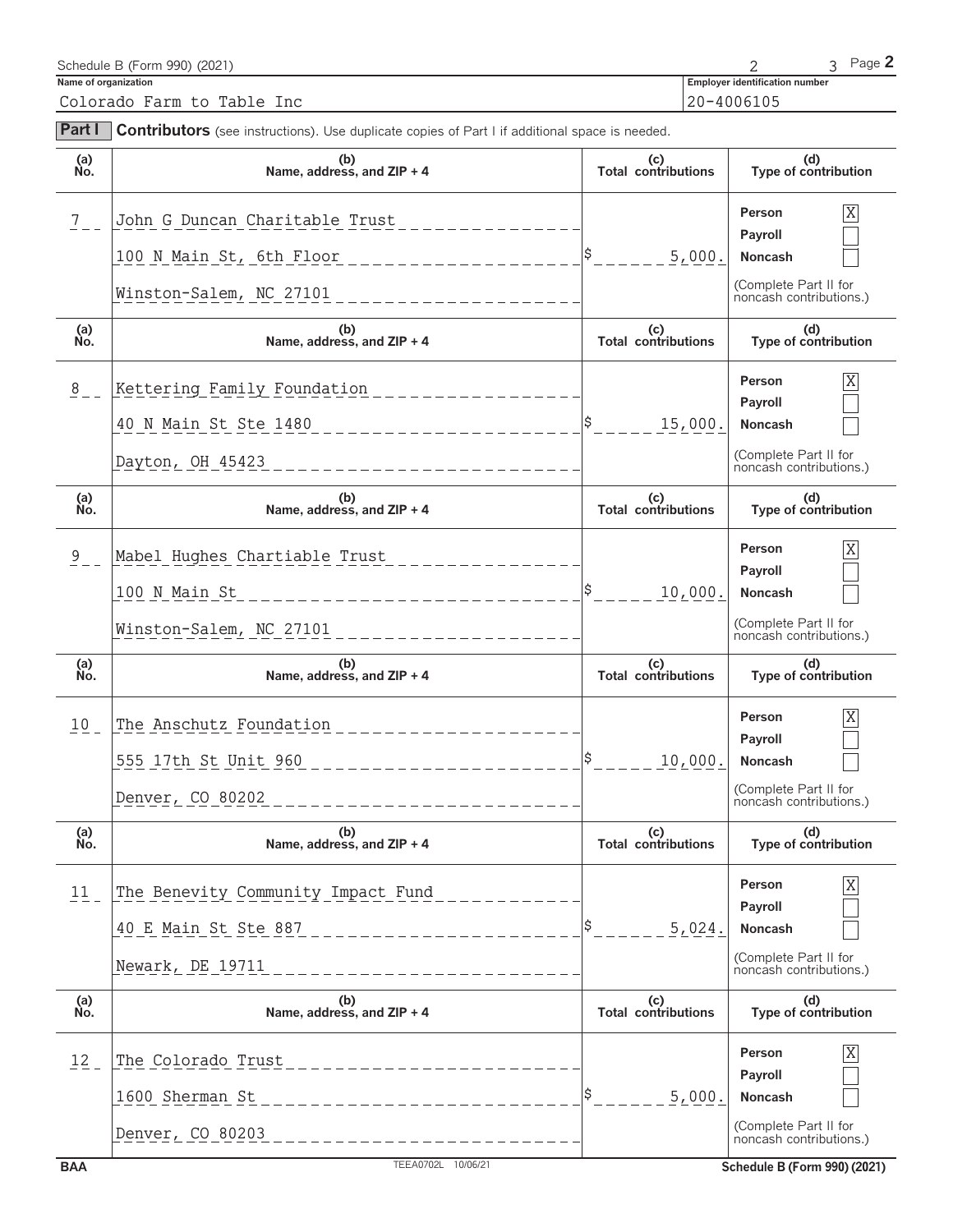Schedule B (Form 990) (2021)

**Name of organization:** Colorado Farm to Table Inc

**Employer identification number:** 20-4006105

**Part I** **Contributors** (see instructions). Use duplicate copies of Part I if additional space is needed.

| (a) No. | (b) Name, address, and ZIP + 4 | (c) Total contributions | (d) Type of contribution |
|---|---|---|---|
| 7 | John G Duncan Charitable Trust<br>100 N Main St, 6th Floor<br>Winston-Salem, NC 27101 | $ 5,000. | Person [X]<br>Payroll [ ]<br>Noncash [ ]<br>(Complete Part II for noncash contributions.) |
| 8 | Kettering Family Foundation<br>40 N Main St Ste 1480<br>Dayton, OH 45423 | $ 15,000. | Person [X]<br>Payroll [ ]<br>Noncash [ ]<br>(Complete Part II for noncash contributions.) |
| 9 | Mabel Hughes Chartiable Trust<br>100 N Main St<br>Winston-Salem, NC 27101 | $ 10,000. | Person [X]<br>Payroll [ ]<br>Noncash [ ]<br>(Complete Part II for noncash contributions.) |
| 10 | The Anschutz Foundation<br>555 17th St Unit 960<br>Denver, CO 80202 | $ 10,000. | Person [X]<br>Payroll [ ]<br>Noncash [ ]<br>(Complete Part II for noncash contributions.) |
| 11 | The Benevity Community Impact Fund<br>40 E Main St Ste 887<br>Newark, DE 19711 | $ 5,024. | Person [X]<br>Payroll [ ]<br>Noncash [ ]<br>(Complete Part II for noncash contributions.) |
| 12 | The Colorado Trust<br>1600 Sherman St<br>Denver, CO 80203 | $ 5,000. | Person [X]<br>Payroll [ ]<br>Noncash [ ]<br>(Complete Part II for noncash contributions.) |

BAA TEEA0702L 10/06/21 Schedule B (Form 990) (2021)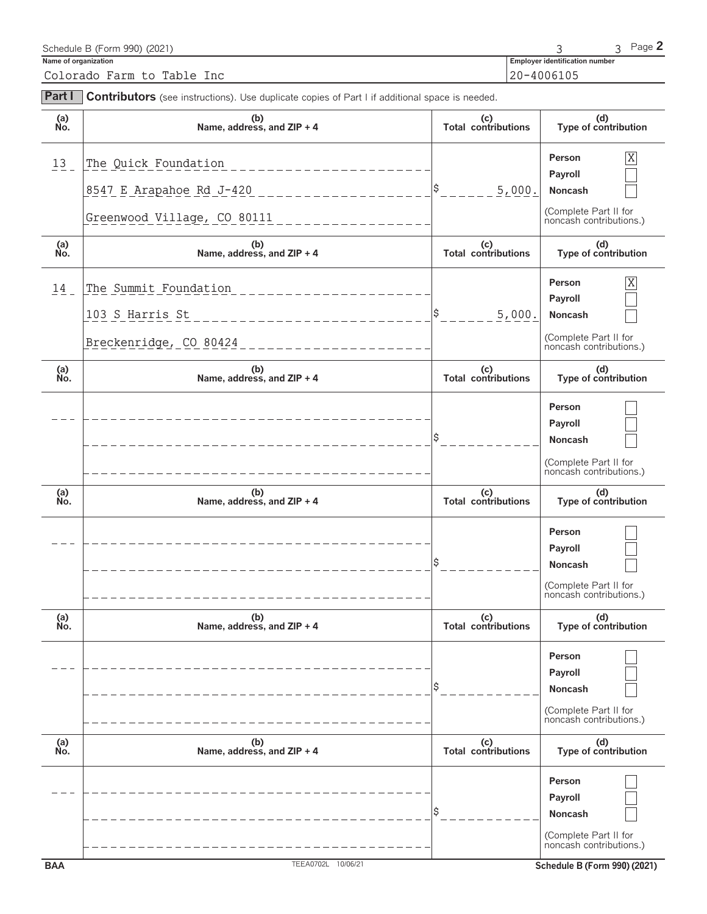Schedule B (Form 990) (2021)

**Name of organization**

Colorado Farm to Table Inc

**Employer identification number**

20-4006105

**Part I** **Contributors** (see instructions). Use duplicate copies of Part I if additional space is needed.

| (a) No. | (b) Name, address, and ZIP + 4 | (c) Total contributions | (d) Type of contribution |
|---|---|---|---|
| 13 | The Quick Foundation<br>8547 E Arapahoe Rd J-420<br>Greenwood Village, CO 80111 | $ 5,000. | Person [X]<br>Payroll [ ]<br>Noncash [ ]<br>(Complete Part II for noncash contributions.) |
| 14 | The Summit Foundation<br>103 S Harris St<br>Breckenridge, CO 80424 | $ 5,000. | Person [X]<br>Payroll [ ]<br>Noncash [ ]<br>(Complete Part II for noncash contributions.) |
| | | $ | Person [ ]<br>Payroll [ ]<br>Noncash [ ]<br>(Complete Part II for noncash contributions.) |
| | | $ | Person [ ]<br>Payroll [ ]<br>Noncash [ ]<br>(Complete Part II for noncash contributions.) |
| | | $ | Person [ ]<br>Payroll [ ]<br>Noncash [ ]<br>(Complete Part II for noncash contributions.) |
| | | $ | Person [ ]<br>Payroll [ ]<br>Noncash [ ]<br>(Complete Part II for noncash contributions.) |

BAA TEEA0702L 10/06/21 Schedule B (Form 990) (2021)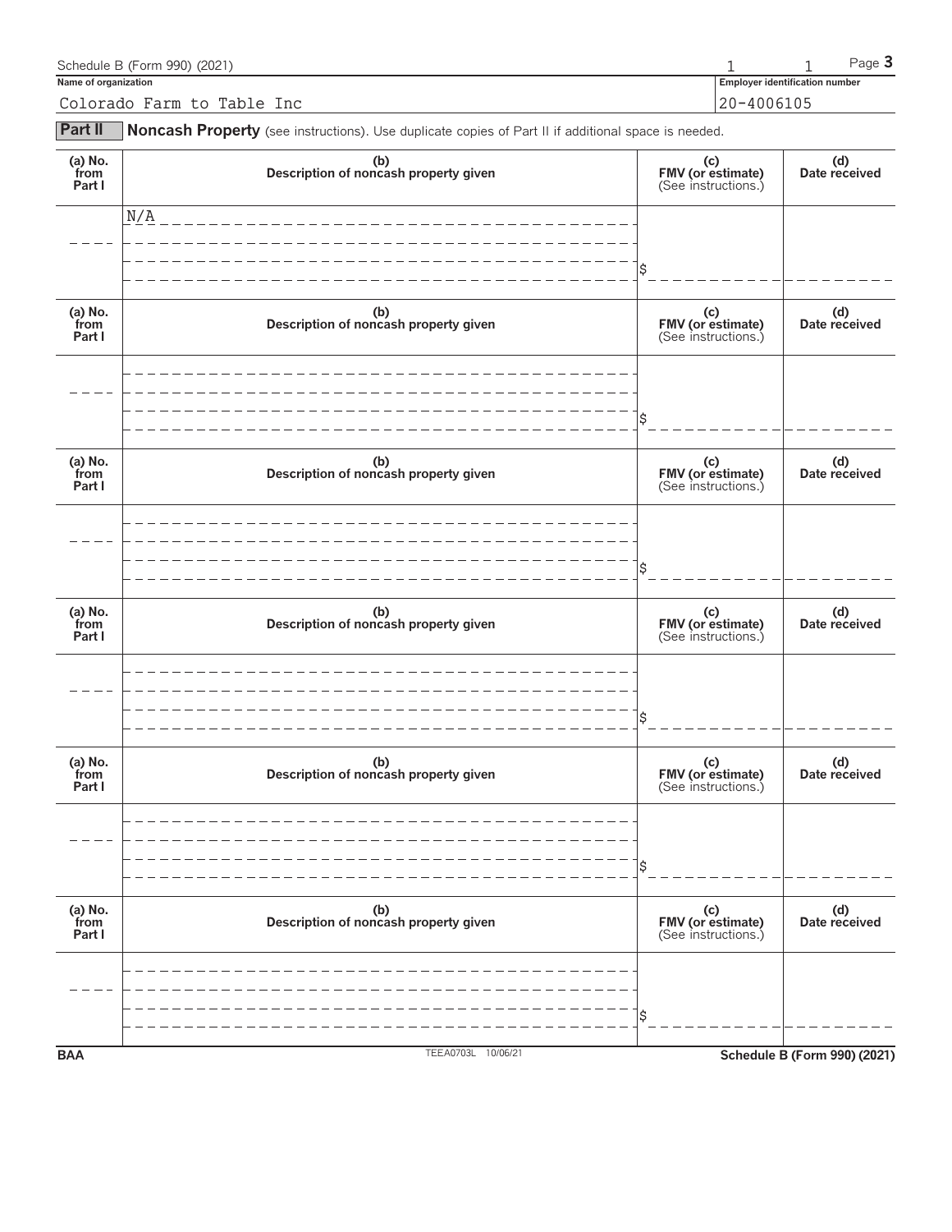Schedule B (Form 990) (2021)

**Name of organization**

Colorado Farm to Table Inc

**Employer identification number**

20-4006105

**Part II** **Noncash Property** (see instructions). Use duplicate copies of Part II if additional space is needed.

| (a) No. from Part I | (b) Description of noncash property given | (c) FMV (or estimate) (See instructions.) | (d) Date received |
|---|---|---|---|
| | N/A | $ | |

| (a) No. from Part I | (b) Description of noncash property given | (c) FMV (or estimate) (See instructions.) | (d) Date received |
|---|---|---|---|
| | | $ | |

| (a) No. from Part I | (b) Description of noncash property given | (c) FMV (or estimate) (See instructions.) | (d) Date received |
|---|---|---|---|
| | | $ | |

| (a) No. from Part I | (b) Description of noncash property given | (c) FMV (or estimate) (See instructions.) | (d) Date received |
|---|---|---|---|
| | | $ | |

| (a) No. from Part I | (b) Description of noncash property given | (c) FMV (or estimate) (See instructions.) | (d) Date received |
|---|---|---|---|
| | | $ | |

| (a) No. from Part I | (b) Description of noncash property given | (c) FMV (or estimate) (See instructions.) | (d) Date received |
|---|---|---|---|
| | | $ | |

BAA TEEA0703L 10/06/21 **Schedule B (Form 990) (2021)**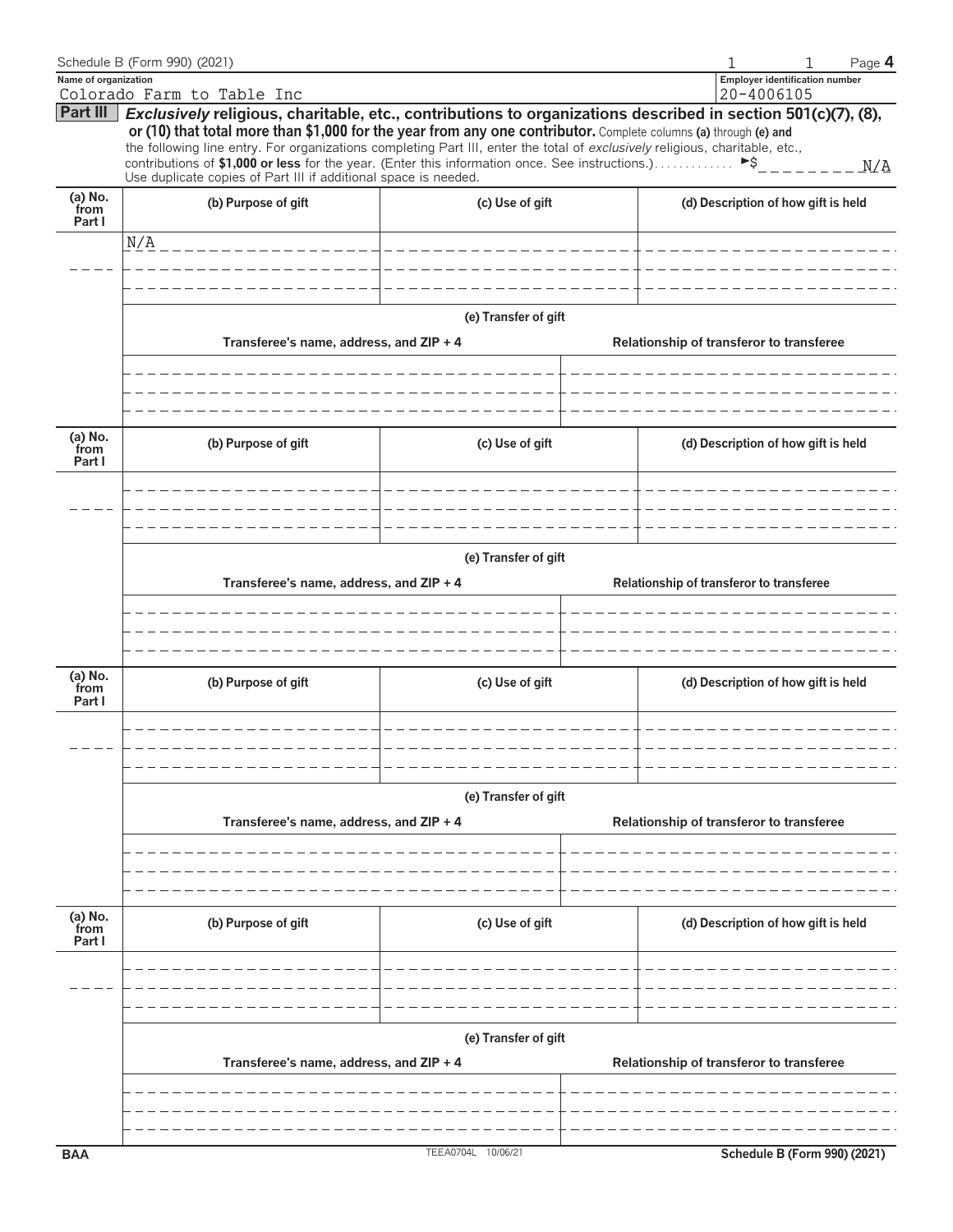Schedule B (Form 990) (2021) Page **4**

**Name of organization**
Colorado Farm to Table Inc

**Employer identification number**
20-4006105

**Part III** ***Exclusively*** **religious, charitable, etc., contributions to organizations described in section 501(c)(7), (8), or (10) that total more than $1,000 for the year from any one contributor.** Complete columns **(a)** through **(e)** and the following line entry. For organizations completing Part III, enter the total of *exclusively* religious, charitable, etc., contributions of **$1,000 or less** for the year. (Enter this information once. See instructions.) ►$ N/A

Use duplicate copies of Part III if additional space is needed.

| (a) No. from Part I | (b) Purpose of gift | (c) Use of gift | (d) Description of how gift is held |
|---|---|---|---|
| | N/A | | |

(e) Transfer of gift

| Transferee's name, address, and ZIP + 4 | Relationship of transferor to transferee |
|---|---|
| | |

| (a) No. from Part I | (b) Purpose of gift | (c) Use of gift | (d) Description of how gift is held |
|---|---|---|---|
| | | | |

(e) Transfer of gift

| Transferee's name, address, and ZIP + 4 | Relationship of transferor to transferee |
|---|---|
| | |

| (a) No. from Part I | (b) Purpose of gift | (c) Use of gift | (d) Description of how gift is held |
|---|---|---|---|
| | | | |

(e) Transfer of gift

| Transferee's name, address, and ZIP + 4 | Relationship of transferor to transferee |
|---|---|
| | |

| (a) No. from Part I | (b) Purpose of gift | (c) Use of gift | (d) Description of how gift is held |
|---|---|---|---|
| | | | |

(e) Transfer of gift

| Transferee's name, address, and ZIP + 4 | Relationship of transferor to transferee |
|---|---|
| | |

BAA TEEA0704L 10/06/21 **Schedule B (Form 990) (2021)**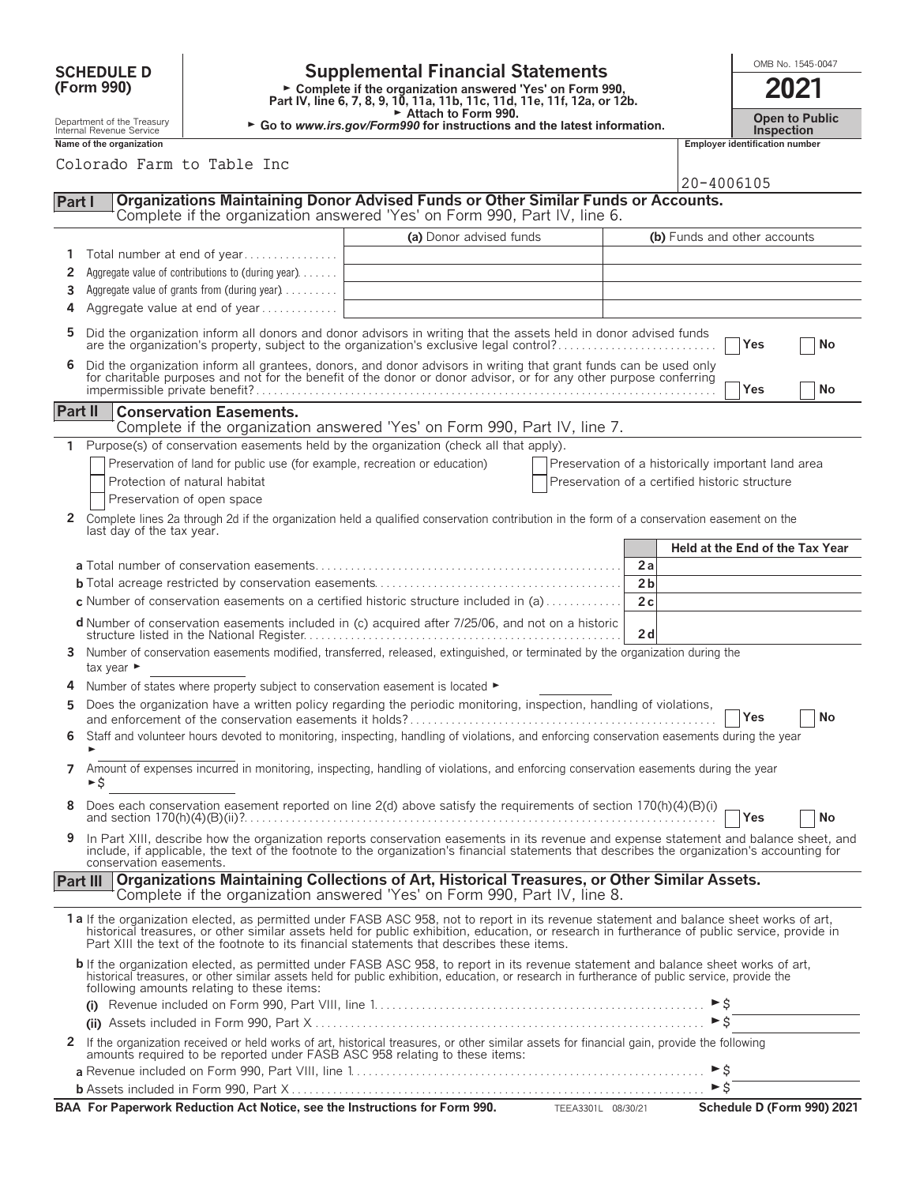**SCHEDULE D (Form 990)**

Department of the Treasury
Internal Revenue Service

# Supplemental Financial Statements

► Complete if the organization answered 'Yes' on Form 990, Part IV, line 6, 7, 8, 9, 10, 11a, 11b, 11c, 11d, 11e, 11f, 12a, or 12b.
► Attach to Form 990.
► Go to *www.irs.gov/Form990* for instructions and the latest information.

OMB No. 1545-0047
**2021**
**Open to Public Inspection**

**Name of the organization**
Colorado Farm to Table Inc

**Employer identification number**
20-4006105

## Part I Organizations Maintaining Donor Advised Funds or Other Similar Funds or Accounts.
Complete if the organization answered 'Yes' on Form 990, Part IV, line 6.

| | | (a) Donor advised funds | (b) Funds and other accounts |
|---|---|---|---|
| 1 | Total number at end of year | | |
| 2 | Aggregate value of contributions to (during year) | | |
| 3 | Aggregate value of grants from (during year) | | |
| 4 | Aggregate value at end of year | | |

5 Did the organization inform all donors and donor advisors in writing that the assets held in donor advised funds are the organization's property, subject to the organization's exclusive legal control? ☐ Yes ☐ No

6 Did the organization inform all grantees, donors, and donor advisors in writing that grant funds can be used only for charitable purposes and not for the benefit of the donor or donor advisor, or for any other purpose conferring impermissible private benefit? ☐ Yes ☐ No

## Part II Conservation Easements.
Complete if the organization answered 'Yes' on Form 990, Part IV, line 7.

1 Purpose(s) of conservation easements held by the organization (check all that apply).

☐ Preservation of land for public use (for example, recreation or education)
☐ Protection of natural habitat
☐ Preservation of open space
☐ Preservation of a historically important land area
☐ Preservation of a certified historic structure

2 Complete lines 2a through 2d if the organization held a qualified conservation contribution in the form of a conservation easement on the last day of the tax year.

| | | Held at the End of the Tax Year |
|---|---|---|
| a Total number of conservation easements | 2a | |
| b Total acreage restricted by conservation easements | 2b | |
| c Number of conservation easements on a certified historic structure included in (a) | 2c | |
| d Number of conservation easements included in (c) acquired after 7/25/06, and not on a historic structure listed in the National Register | 2d | |

3 Number of conservation easements modified, transferred, released, extinguished, or terminated by the organization during the tax year ►

4 Number of states where property subject to conservation easement is located ►

5 Does the organization have a written policy regarding the periodic monitoring, inspection, handling of violations, and enforcement of the conservation easements it holds? ☐ Yes ☐ No

6 Staff and volunteer hours devoted to monitoring, inspecting, handling of violations, and enforcing conservation easements during the year ►

7 Amount of expenses incurred in monitoring, inspecting, handling of violations, and enforcing conservation easements during the year ►$

8 Does each conservation easement reported on line 2(d) above satisfy the requirements of section 170(h)(4)(B)(i) and section 170(h)(4)(B)(ii)? ☐ Yes ☐ No

9 In Part XIII, describe how the organization reports conservation easements in its revenue and expense statement and balance sheet, and include, if applicable, the text of the footnote to the organization's financial statements that describes the organization's accounting for conservation easements.

## Part III Organizations Maintaining Collections of Art, Historical Treasures, or Other Similar Assets.
Complete if the organization answered 'Yes' on Form 990, Part IV, line 8.

1a If the organization elected, as permitted under FASB ASC 958, not to report in its revenue statement and balance sheet works of art, historical treasures, or other similar assets held for public exhibition, education, or research in furtherance of public service, provide in Part XIII the text of the footnote to its financial statements that describes these items.

b If the organization elected, as permitted under FASB ASC 958, to report in its revenue statement and balance sheet works of art, historical treasures, or other similar assets held for public exhibition, education, or research in furtherance of public service, provide the following amounts relating to these items:

(i) Revenue included on Form 990, Part VIII, line 1 ►$

(ii) Assets included in Form 990, Part X ►$

2 If the organization received or held works of art, historical treasures, or other similar assets for financial gain, provide the following amounts required to be reported under FASB ASC 958 relating to these items:

a Revenue included on Form 990, Part VIII, line 1 ►$

b Assets included in Form 990, Part X ►$

**BAA For Paperwork Reduction Act Notice, see the Instructions for Form 990.** TEEA3301L 08/30/21 **Schedule D (Form 990) 2021**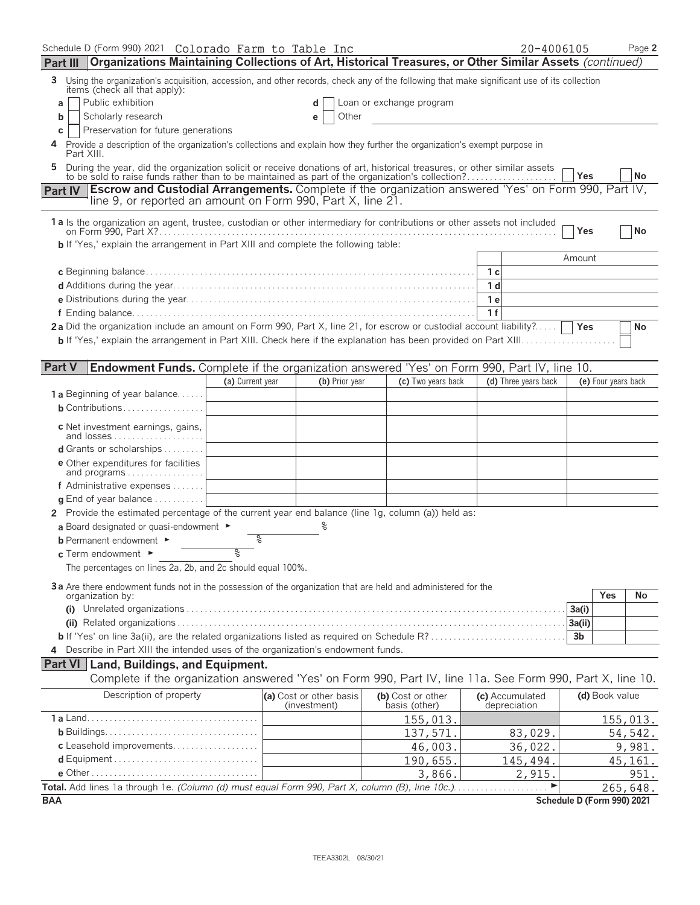Schedule D (Form 990) 2021 Colorado Farm to Table Inc 20-4006105

## Part III Organizations Maintaining Collections of Art, Historical Treasures, or Other Similar Assets *(continued)*

**3** Using the organization's acquisition, accession, and other records, check any of the following that make significant use of its collection items (check all that apply):

- **a** ☐ Public exhibition
- **b** ☐ Scholarly research
- **c** ☐ Preservation for future generations
- **d** ☐ Loan or exchange program
- **e** ☐ Other

**4** Provide a description of the organization's collections and explain how they further the organization's exempt purpose in Part XIII.

**5** During the year, did the organization solicit or receive donations of art, historical treasures, or other similar assets to be sold to raise funds rather than to be maintained as part of the organization's collection? ☐ Yes ☐ No

## Part IV Escrow and Custodial Arrangements.

Complete if the organization answered 'Yes' on Form 990, Part IV, line 9, or reported an amount on Form 990, Part X, line 21.

**1a** Is the organization an agent, trustee, custodian or other intermediary for contributions or other assets not included on Form 990, Part X? ☐ Yes ☐ No

**b** If 'Yes,' explain the arrangement in Part XIII and complete the following table:

| | | Amount |
|---|---|---|
| **c** Beginning balance | 1c | |
| **d** Additions during the year | 1d | |
| **e** Distributions during the year | 1e | |
| **f** Ending balance | 1f | |

**2a** Did the organization include an amount on Form 990, Part X, line 21, for escrow or custodial account liability? ☐ Yes ☐ No

**b** If 'Yes,' explain the arrangement in Part XIII. Check here if the explanation has been provided on Part XIII ☐

## Part V Endowment Funds.

Complete if the organization answered 'Yes' on Form 990, Part IV, line 10.

| | (a) Current year | (b) Prior year | (c) Two years back | (d) Three years back | (e) Four years back |
|---|---|---|---|---|---|
| **1a** Beginning of year balance | | | | | |
| **b** Contributions | | | | | |
| **c** Net investment earnings, gains, and losses | | | | | |
| **d** Grants or scholarships | | | | | |
| **e** Other expenditures for facilities and programs | | | | | |
| **f** Administrative expenses | | | | | |
| **g** End of year balance | | | | | |

**2** Provide the estimated percentage of the current year end balance (line 1g, column (a)) held as:

- **a** Board designated or quasi-endowment ► %
- **b** Permanent endowment ► %
- **c** Term endowment ► %

The percentages on lines 2a, 2b, and 2c should equal 100%.

**3a** Are there endowment funds not in the possession of the organization that are held and administered for the organization by:

| | | Yes | No |
|---|---|---|---|
| **(i)** Unrelated organizations | 3a(i) | | |
| **(ii)** Related organizations | 3a(ii) | | |
| **b** If 'Yes' on line 3a(ii), are the related organizations listed as required on Schedule R? | 3b | | |

**4** Describe in Part XIII the intended uses of the organization's endowment funds.

## Part VI Land, Buildings, and Equipment.

Complete if the organization answered 'Yes' on Form 990, Part IV, line 11a. See Form 990, Part X, line 10.

| Description of property | (a) Cost or other basis (investment) | (b) Cost or other basis (other) | (c) Accumulated depreciation | (d) Book value |
|---|---|---|---|---|
| **1a** Land | | 155,013. | | 155,013. |
| **b** Buildings | | 137,571. | 83,029. | 54,542. |
| **c** Leasehold improvements | | 46,003. | 36,022. | 9,981. |
| **d** Equipment | | 190,655. | 145,494. | 45,161. |
| **e** Other | | 3,866. | 2,915. | 951. |
| **Total.** Add lines 1a through 1e. *(Column (d) must equal Form 990, Part X, column (B), line 10c.)* ► | | | | 265,648. |

BAA Schedule D (Form 990) 2021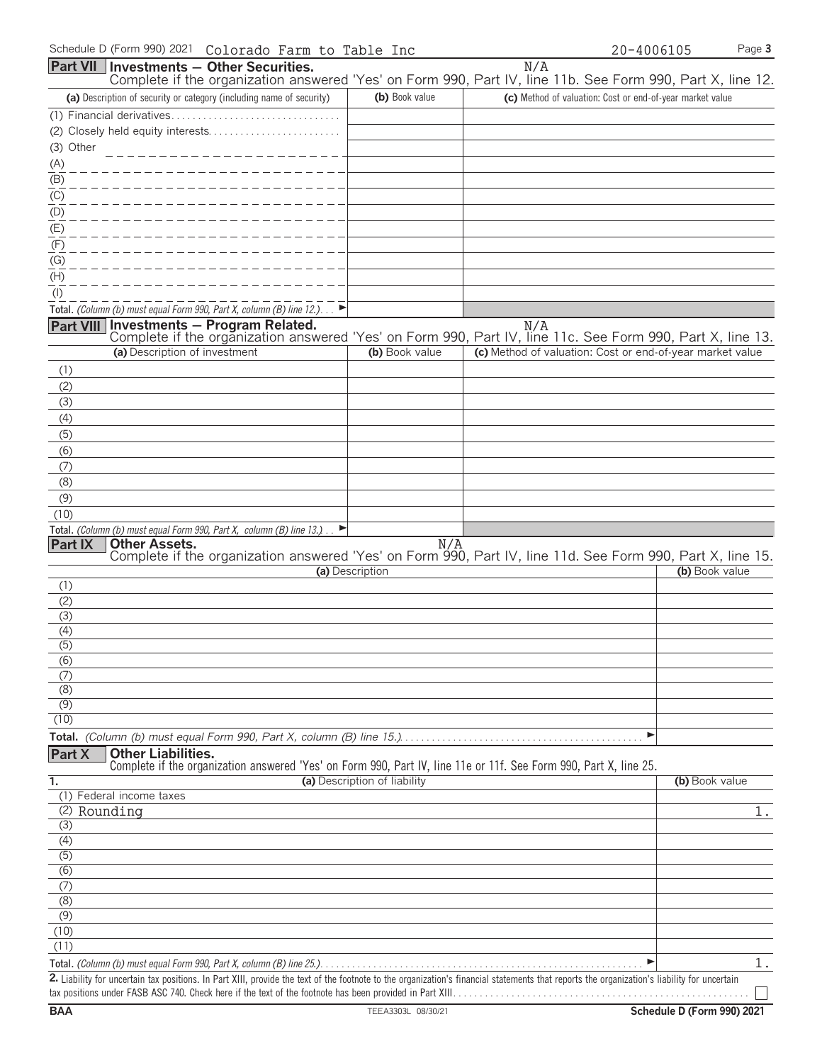Schedule D (Form 990) 2021 Colorado Farm to Table Inc 20-4006105

## Part VII Investments — Other Securities.

N/A

Complete if the organization answered 'Yes' on Form 990, Part IV, line 11b. See Form 990, Part X, line 12.

| (a) Description of security or category (including name of security) | (b) Book value | (c) Method of valuation: Cost or end-of-year market value |
|---|---|---|
| (1) Financial derivatives | | |
| (2) Closely held equity interests | | |
| (3) Other | | |
| (A) | | |
| (B) | | |
| (C) | | |
| (D) | | |
| (E) | | |
| (F) | | |
| (G) | | |
| (H) | | |
| (I) | | |
| **Total.** *(Column (b) must equal Form 990, Part X, column (B) line 12.)* ► | | |

## Part VIII Investments — Program Related.

N/A

Complete if the organization answered 'Yes' on Form 990, Part IV, line 11c. See Form 990, Part X, line 13.

| (a) Description of investment | (b) Book value | (c) Method of valuation: Cost or end-of-year market value |
|---|---|---|
| (1) | | |
| (2) | | |
| (3) | | |
| (4) | | |
| (5) | | |
| (6) | | |
| (7) | | |
| (8) | | |
| (9) | | |
| (10) | | |
| **Total.** *(Column (b) must equal Form 990, Part X, column (B) line 13.)* ► | | |

## Part IX Other Assets.

N/A

Complete if the organization answered 'Yes' on Form 990, Part IV, line 11d. See Form 990, Part X, line 15.

| (a) Description | (b) Book value |
|---|---|
| (1) | |
| (2) | |
| (3) | |
| (4) | |
| (5) | |
| (6) | |
| (7) | |
| (8) | |
| (9) | |
| (10) | |
| **Total.** *(Column (b) must equal Form 990, Part X, column (B) line 15.)* ► | |

## Part X Other Liabilities.

Complete if the organization answered 'Yes' on Form 990, Part IV, line 11e or 11f. See Form 990, Part X, line 25.

| 1. (a) Description of liability | (b) Book value |
|---|---|
| (1) Federal income taxes | |
| (2) Rounding | 1. |
| (3) | |
| (4) | |
| (5) | |
| (6) | |
| (7) | |
| (8) | |
| (9) | |
| (10) | |
| (11) | |
| **Total.** *(Column (b) must equal Form 990, Part X, column (B) line 25.)* ► | 1. |

**2.** Liability for uncertain tax positions. In Part XIII, provide the text of the footnote to the organization's financial statements that reports the organization's liability for uncertain tax positions under FASB ASC 740. Check here if the text of the footnote has been provided in Part XIII ☐

BAA TEEA3303L 08/30/21 Schedule D (Form 990) 2021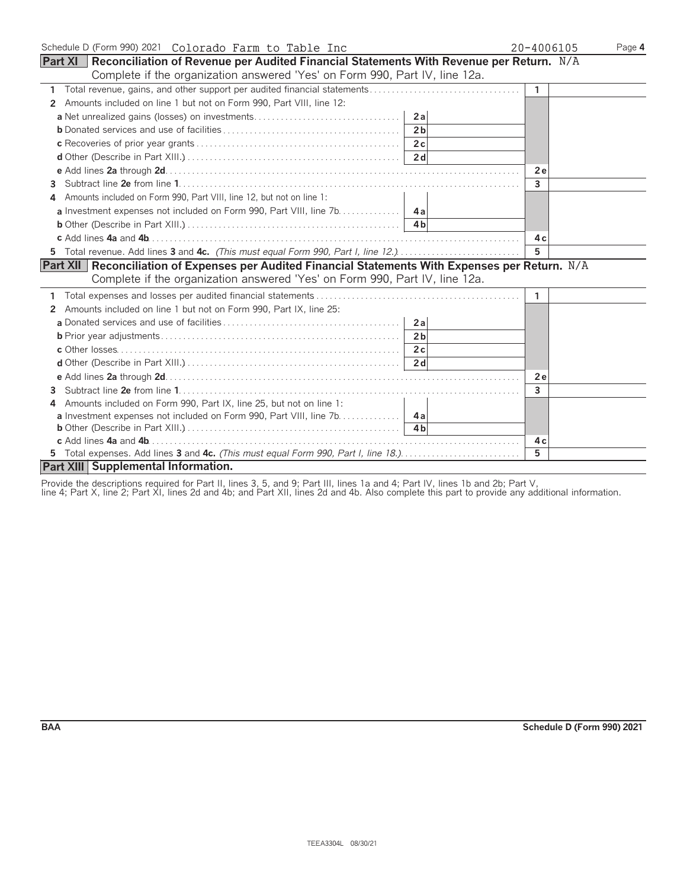Schedule D (Form 990) 2021 Colorado Farm to Table Inc 20-4006105

## Part XI Reconciliation of Revenue per Audited Financial Statements With Revenue per Return. N/A

Complete if the organization answered 'Yes' on Form 990, Part IV, line 12a.

| | | | | |
|---|---|---|---|---|
| 1 | Total revenue, gains, and other support per audited financial statements | | 1 | |
| 2 | Amounts included on line 1 but not on Form 990, Part VIII, line 12: | | | |
| | **a** Net unrealized gains (losses) on investments | 2a | | |
| | **b** Donated services and use of facilities | 2b | | |
| | **c** Recoveries of prior year grants | 2c | | |
| | **d** Other (Describe in Part XIII.) | 2d | | |
| | **e** Add lines **2a** through **2d** | | 2e | |
| 3 | Subtract line **2e** from line **1** | | 3 | |
| 4 | Amounts included on Form 990, Part VIII, line 12, but not on line 1: | | | |
| | **a** Investment expenses not included on Form 990, Part VIII, line 7b | 4a | | |
| | **b** Other (Describe in Part XIII.) | 4b | | |
| | **c** Add lines **4a** and **4b** | | 4c | |
| 5 | Total revenue. Add lines **3** and **4c.** *(This must equal Form 990, Part I, line 12.)* | | 5 | |

## Part XII Reconciliation of Expenses per Audited Financial Statements With Expenses per Return. N/A

Complete if the organization answered 'Yes' on Form 990, Part IV, line 12a.

| | | | | |
|---|---|---|---|---|
| 1 | Total expenses and losses per audited financial statements | | 1 | |
| 2 | Amounts included on line 1 but not on Form 990, Part IX, line 25: | | | |
| | **a** Donated services and use of facilities | 2a | | |
| | **b** Prior year adjustments | 2b | | |
| | **c** Other losses | 2c | | |
| | **d** Other (Describe in Part XIII.) | 2d | | |
| | **e** Add lines **2a** through **2d** | | 2e | |
| 3 | Subtract line **2e** from line **1** | | 3 | |
| 4 | Amounts included on Form 990, Part IX, line 25, but not on line 1: | | | |
| | **a** Investment expenses not included on Form 990, Part VIII, line 7b | 4a | | |
| | **b** Other (Describe in Part XIII.) | 4b | | |
| | **c** Add lines **4a** and **4b** | | 4c | |
| 5 | Total expenses. Add lines **3** and **4c.** *(This must equal Form 990, Part I, line 18.)* | | 5 | |

## Part XIII Supplemental Information.

Provide the descriptions required for Part II, lines 3, 5, and 9; Part III, lines 1a and 4; Part IV, lines 1b and 2b; Part V, line 4; Part X, line 2; Part XI, lines 2d and 4b; and Part XII, lines 2d and 4b. Also complete this part to provide any additional information.

BAA Schedule D (Form 990) 2021

TEEA3304L 08/30/21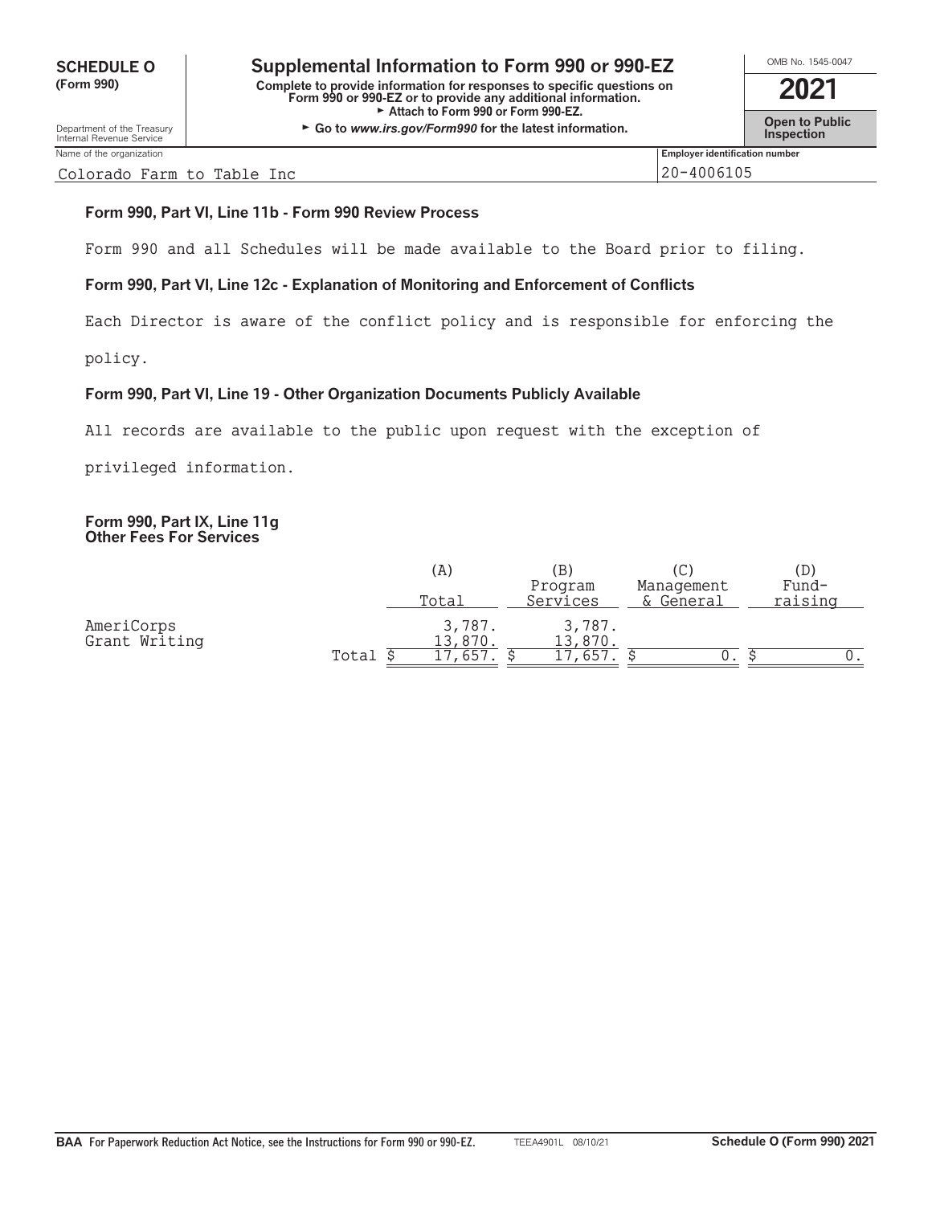**SCHEDULE O (Form 990)**

Department of the Treasury
Internal Revenue Service

# Supplemental Information to Form 990 or 990-EZ

**Complete to provide information for responses to specific questions on Form 990 or 990-EZ or to provide any additional information.**
► **Attach to Form 990 or Form 990-EZ.**
► **Go to *www.irs.gov/Form990* for the latest information.**

OMB No. 1545-0047

**2021**

**Open to Public Inspection**

Name of the organization: Colorado Farm to Table Inc

Employer identification number: 20-4006105

### Form 990, Part VI, Line 11b - Form 990 Review Process

Form 990 and all Schedules will be made available to the Board prior to filing.

### Form 990, Part VI, Line 12c - Explanation of Monitoring and Enforcement of Conflicts

Each Director is aware of the conflict policy and is responsible for enforcing the policy.

### Form 990, Part VI, Line 19 - Other Organization Documents Publicly Available

All records are available to the public upon request with the exception of privileged information.

### Form 990, Part IX, Line 11g
### Other Fees For Services

| | (A) Total | (B) Program Services | (C) Management & General | (D) Fund-raising |
|---|---|---|---|---|
| AmeriCorps | 3,787. | 3,787. | | |
| Grant Writing | 13,870. | 13,870. | | |
| Total | $ 17,657. | $ 17,657. | $ 0. | $ 0. |

**BAA** For Paperwork Reduction Act Notice, see the Instructions for Form 990 or 990-EZ. TEEA4901L 08/10/21 **Schedule O (Form 990) 2021**